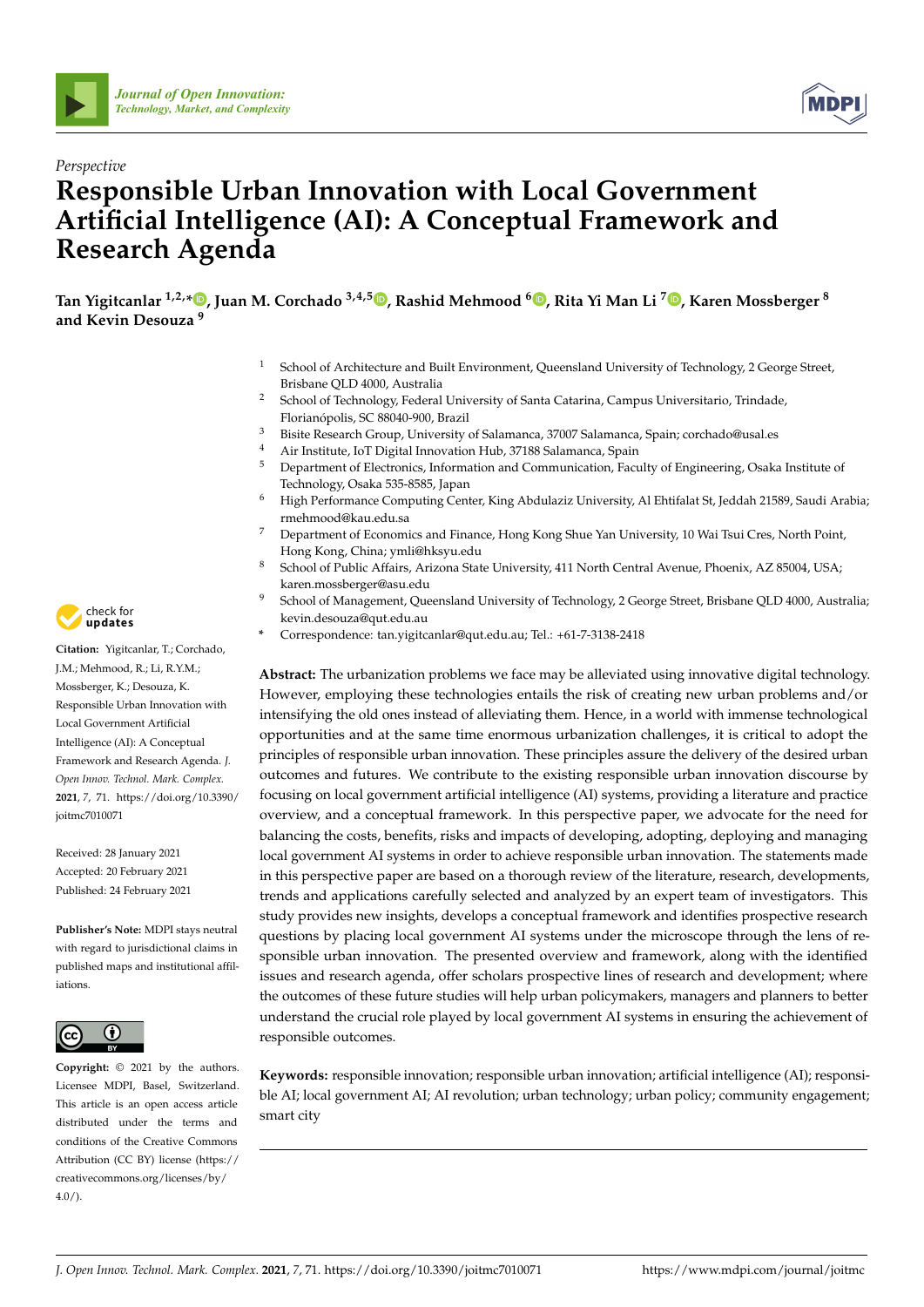*Perspective*

# Responsible Urban Innovation with Local Government Artificial Intelligence (AI): A Conceptual Framework and Research Agenda

**Tan Yigitcanlar [1,2,*], Juan M. Corchado [3,4,5], Rashid Mehmood [6], Rita Yi Man Li [7], Karen Mossberger [8] and Kevin Desouza [9]**

1. School of Architecture and Built Environment, Queensland University of Technology, 2 George Street, Brisbane QLD 4000, Australia
2. School of Technology, Federal University of Santa Catarina, Campus Universitario, Trindade, Florianópolis, SC 88040-900, Brazil
3. Bisite Research Group, University of Salamanca, 37007 Salamanca, Spain; corchado@usal.es
4. Air Institute, IoT Digital Innovation Hub, 37188 Salamanca, Spain
5. Department of Electronics, Information and Communication, Faculty of Engineering, Osaka Institute of Technology, Osaka 535-8585, Japan
6. High Performance Computing Center, King Abdulaziz University, Al Ehtifalat St, Jeddah 21589, Saudi Arabia; rmehmood@kau.edu.sa
7. Department of Economics and Finance, Hong Kong Shue Yan University, 10 Wai Tsui Cres, North Point, Hong Kong, China; ymli@hksyu.edu
8. School of Public Affairs, Arizona State University, 411 North Central Avenue, Phoenix, AZ 85004, USA; karen.mossberger@asu.edu
9. School of Management, Queensland University of Technology, 2 George Street, Brisbane QLD 4000, Australia; kevin.desouza@qut.edu.au

\* Correspondence: tan.yigitcanlar@qut.edu.au; Tel.: +61-7-3138-2418

**Citation:** Yigitcanlar, T.; Corchado, J.M.; Mehmood, R.; Li, R.Y.M.; Mossberger, K.; Desouza, K. Responsible Urban Innovation with Local Government Artificial Intelligence (AI): A Conceptual Framework and Research Agenda. *J. Open Innov. Technol. Mark. Complex.* **2021**, *7*, 71. https://doi.org/10.3390/joitmc7010071

Received: 28 January 2021
Accepted: 20 February 2021
Published: 24 February 2021

**Publisher's Note:** MDPI stays neutral with regard to jurisdictional claims in published maps and institutional affiliations.

**Copyright:** © 2021 by the authors. Licensee MDPI, Basel, Switzerland. This article is an open access article distributed under the terms and conditions of the Creative Commons Attribution (CC BY) license (https://creativecommons.org/licenses/by/4.0/).

**Abstract:** The urbanization problems we face may be alleviated using innovative digital technology. However, employing these technologies entails the risk of creating new urban problems and/or intensifying the old ones instead of alleviating them. Hence, in a world with immense technological opportunities and at the same time enormous urbanization challenges, it is critical to adopt the principles of responsible urban innovation. These principles assure the delivery of the desired urban outcomes and futures. We contribute to the existing responsible urban innovation discourse by focusing on local government artificial intelligence (AI) systems, providing a literature and practice overview, and a conceptual framework. In this perspective paper, we advocate for the need for balancing the costs, benefits, risks and impacts of developing, adopting, deploying and managing local government AI systems in order to achieve responsible urban innovation. The statements made in this perspective paper are based on a thorough review of the literature, research, developments, trends and applications carefully selected and analyzed by an expert team of investigators. This study provides new insights, develops a conceptual framework and identifies prospective research questions by placing local government AI systems under the microscope through the lens of responsible urban innovation. The presented overview and framework, along with the identified issues and research agenda, offer scholars prospective lines of research and development; where the outcomes of these future studies will help urban policymakers, managers and planners to better understand the crucial role played by local government AI systems in ensuring the achievement of responsible outcomes.

**Keywords:** responsible innovation; responsible urban innovation; artificial intelligence (AI); responsible AI; local government AI; AI revolution; urban technology; urban policy; community engagement; smart city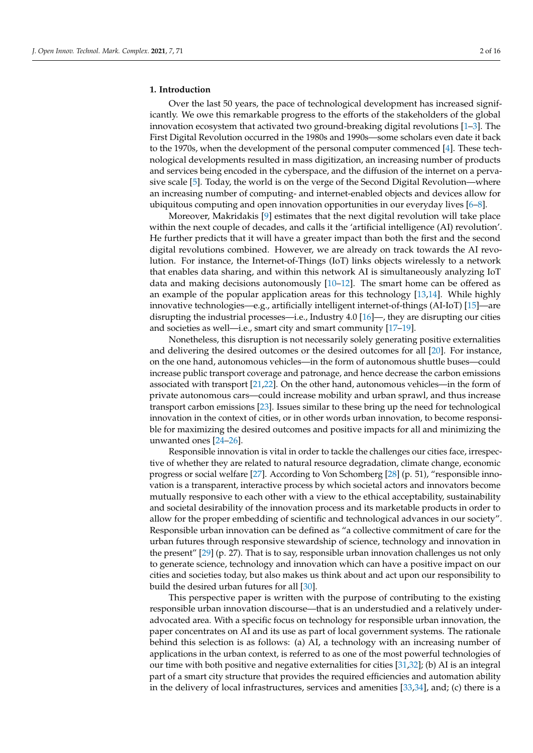## 1. Introduction

Over the last 50 years, the pace of technological development has increased significantly. We owe this remarkable progress to the efforts of the stakeholders of the global innovation ecosystem that activated two ground-breaking digital revolutions [1–3]. The First Digital Revolution occurred in the 1980s and 1990s—some scholars even date it back to the 1970s, when the development of the personal computer commenced [4]. These technological developments resulted in mass digitization, an increasing number of products and services being encoded in the cyberspace, and the diffusion of the internet on a pervasive scale [5]. Today, the world is on the verge of the Second Digital Revolution—where an increasing number of computing- and internet-enabled objects and devices allow for ubiquitous computing and open innovation opportunities in our everyday lives [6–8].

Moreover, Makridakis [9] estimates that the next digital revolution will take place within the next couple of decades, and calls it the 'artificial intelligence (AI) revolution'. He further predicts that it will have a greater impact than both the first and the second digital revolutions combined. However, we are already on track towards the AI revolution. For instance, the Internet-of-Things (IoT) links objects wirelessly to a network that enables data sharing, and within this network AI is simultaneously analyzing IoT data and making decisions autonomously [10–12]. The smart home can be offered as an example of the popular application areas for this technology [13,14]. While highly innovative technologies—e.g., artificially intelligent internet-of-things (AI-IoT) [15]—are disrupting the industrial processes—i.e., Industry 4.0 [16]—, they are disrupting our cities and societies as well—i.e., smart city and smart community [17–19].

Nonetheless, this disruption is not necessarily solely generating positive externalities and delivering the desired outcomes or the desired outcomes for all [20]. For instance, on the one hand, autonomous vehicles—in the form of autonomous shuttle buses—could increase public transport coverage and patronage, and hence decrease the carbon emissions associated with transport [21,22]. On the other hand, autonomous vehicles—in the form of private autonomous cars—could increase mobility and urban sprawl, and thus increase transport carbon emissions [23]. Issues similar to these bring up the need for technological innovation in the context of cities, or in other words urban innovation, to become responsible for maximizing the desired outcomes and positive impacts for all and minimizing the unwanted ones [24–26].

Responsible innovation is vital in order to tackle the challenges our cities face, irrespective of whether they are related to natural resource degradation, climate change, economic progress or social welfare [27]. According to Von Schomberg [28] (p. 51), "responsible innovation is a transparent, interactive process by which societal actors and innovators become mutually responsive to each other with a view to the ethical acceptability, sustainability and societal desirability of the innovation process and its marketable products in order to allow for the proper embedding of scientific and technological advances in our society". Responsible urban innovation can be defined as "a collective commitment of care for the urban futures through responsive stewardship of science, technology and innovation in the present" [29] (p. 27). That is to say, responsible urban innovation challenges us not only to generate science, technology and innovation which can have a positive impact on our cities and societies today, but also makes us think about and act upon our responsibility to build the desired urban futures for all [30].

This perspective paper is written with the purpose of contributing to the existing responsible urban innovation discourse—that is an understudied and a relatively under-advocated area. With a specific focus on technology for responsible urban innovation, the paper concentrates on AI and its use as part of local government systems. The rationale behind this selection is as follows: (a) AI, a technology with an increasing number of applications in the urban context, is referred to as one of the most powerful technologies of our time with both positive and negative externalities for cities [31,32]; (b) AI is an integral part of a smart city structure that provides the required efficiencies and automation ability in the delivery of local infrastructures, services and amenities [33,34], and; (c) there is a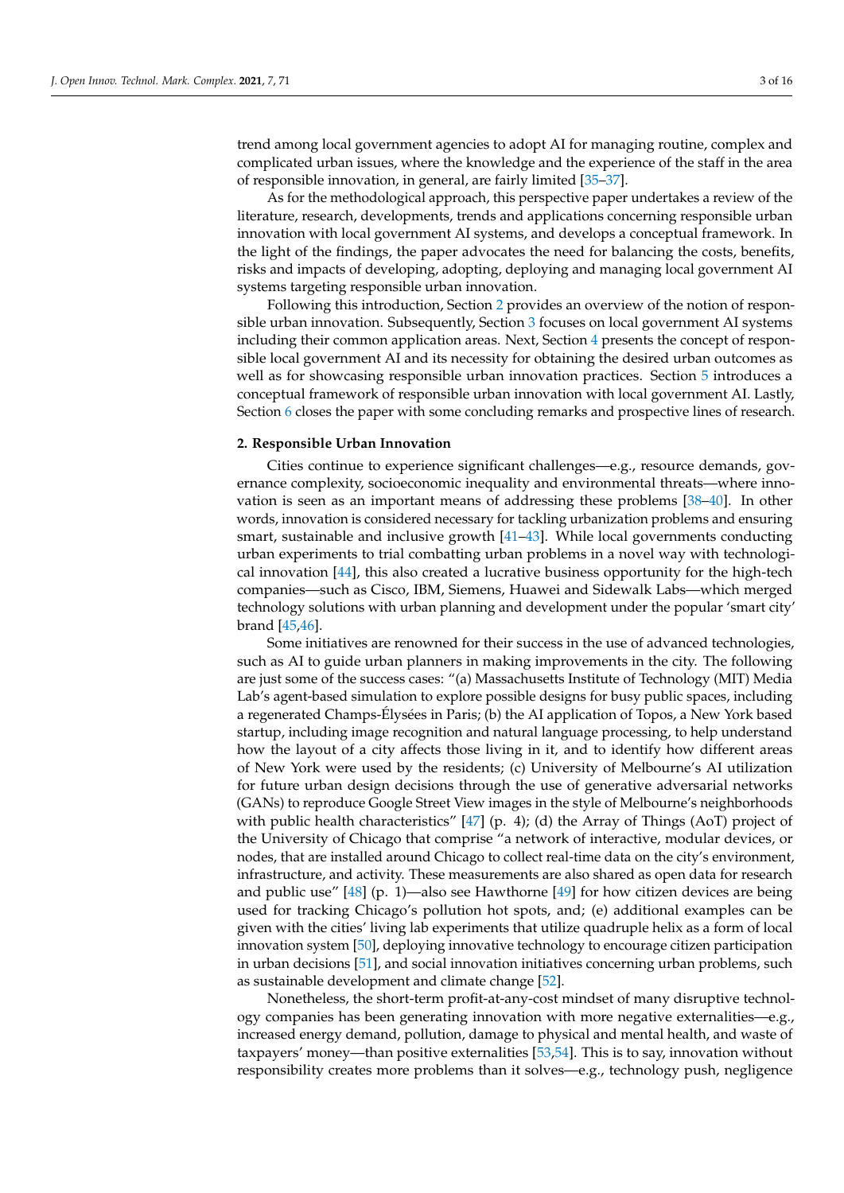trend among local government agencies to adopt AI for managing routine, complex and complicated urban issues, where the knowledge and the experience of the staff in the area of responsible innovation, in general, are fairly limited [35–37].

As for the methodological approach, this perspective paper undertakes a review of the literature, research, developments, trends and applications concerning responsible urban innovation with local government AI systems, and develops a conceptual framework. In the light of the findings, the paper advocates the need for balancing the costs, benefits, risks and impacts of developing, adopting, deploying and managing local government AI systems targeting responsible urban innovation.

Following this introduction, Section 2 provides an overview of the notion of responsible urban innovation. Subsequently, Section 3 focuses on local government AI systems including their common application areas. Next, Section 4 presents the concept of responsible local government AI and its necessity for obtaining the desired urban outcomes as well as for showcasing responsible urban innovation practices. Section 5 introduces a conceptual framework of responsible urban innovation with local government AI. Lastly, Section 6 closes the paper with some concluding remarks and prospective lines of research.

## 2. Responsible Urban Innovation

Cities continue to experience significant challenges—e.g., resource demands, governance complexity, socioeconomic inequality and environmental threats—where innovation is seen as an important means of addressing these problems [38–40]. In other words, innovation is considered necessary for tackling urbanization problems and ensuring smart, sustainable and inclusive growth [41–43]. While local governments conducting urban experiments to trial combatting urban problems in a novel way with technological innovation [44], this also created a lucrative business opportunity for the high-tech companies—such as Cisco, IBM, Siemens, Huawei and Sidewalk Labs—which merged technology solutions with urban planning and development under the popular 'smart city' brand [45,46].

Some initiatives are renowned for their success in the use of advanced technologies, such as AI to guide urban planners in making improvements in the city. The following are just some of the success cases: "(a) Massachusetts Institute of Technology (MIT) Media Lab's agent-based simulation to explore possible designs for busy public spaces, including a regenerated Champs-Élysées in Paris; (b) the AI application of Topos, a New York based startup, including image recognition and natural language processing, to help understand how the layout of a city affects those living in it, and to identify how different areas of New York were used by the residents; (c) University of Melbourne's AI utilization for future urban design decisions through the use of generative adversarial networks (GANs) to reproduce Google Street View images in the style of Melbourne's neighborhoods with public health characteristics" [47] (p. 4); (d) the Array of Things (AoT) project of the University of Chicago that comprise "a network of interactive, modular devices, or nodes, that are installed around Chicago to collect real-time data on the city's environment, infrastructure, and activity. These measurements are also shared as open data for research and public use" [48] (p. 1)—also see Hawthorne [49] for how citizen devices are being used for tracking Chicago's pollution hot spots, and; (e) additional examples can be given with the cities' living lab experiments that utilize quadruple helix as a form of local innovation system [50], deploying innovative technology to encourage citizen participation in urban decisions [51], and social innovation initiatives concerning urban problems, such as sustainable development and climate change [52].

Nonetheless, the short-term profit-at-any-cost mindset of many disruptive technology companies has been generating innovation with more negative externalities—e.g., increased energy demand, pollution, damage to physical and mental health, and waste of taxpayers' money—than positive externalities [53,54]. This is to say, innovation without responsibility creates more problems than it solves—e.g., technology push, negligence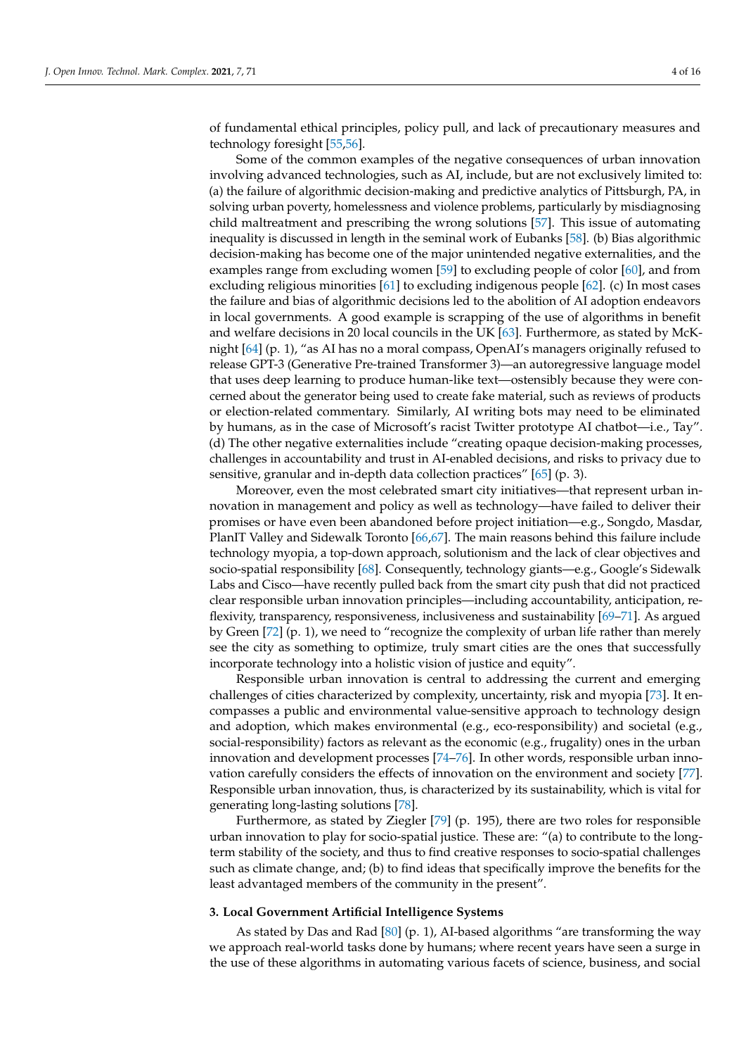of fundamental ethical principles, policy pull, and lack of precautionary measures and technology foresight [55,56].

Some of the common examples of the negative consequences of urban innovation involving advanced technologies, such as AI, include, but are not exclusively limited to: (a) the failure of algorithmic decision-making and predictive analytics of Pittsburgh, PA, in solving urban poverty, homelessness and violence problems, particularly by misdiagnosing child maltreatment and prescribing the wrong solutions [57]. This issue of automating inequality is discussed in length in the seminal work of Eubanks [58]. (b) Bias algorithmic decision-making has become one of the major unintended negative externalities, and the examples range from excluding women [59] to excluding people of color [60], and from excluding religious minorities [61] to excluding indigenous people [62]. (c) In most cases the failure and bias of algorithmic decisions led to the abolition of AI adoption endeavors in local governments. A good example is scrapping of the use of algorithms in benefit and welfare decisions in 20 local councils in the UK [63]. Furthermore, as stated by McKnight [64] (p. 1), "as AI has no a moral compass, OpenAI's managers originally refused to release GPT-3 (Generative Pre-trained Transformer 3)—an autoregressive language model that uses deep learning to produce human-like text—ostensibly because they were concerned about the generator being used to create fake material, such as reviews of products or election-related commentary. Similarly, AI writing bots may need to be eliminated by humans, as in the case of Microsoft's racist Twitter prototype AI chatbot—i.e., Tay". (d) The other negative externalities include "creating opaque decision-making processes, challenges in accountability and trust in AI-enabled decisions, and risks to privacy due to sensitive, granular and in-depth data collection practices" [65] (p. 3).

Moreover, even the most celebrated smart city initiatives—that represent urban innovation in management and policy as well as technology—have failed to deliver their promises or have even been abandoned before project initiation—e.g., Songdo, Masdar, PlanIT Valley and Sidewalk Toronto [66,67]. The main reasons behind this failure include technology myopia, a top-down approach, solutionism and the lack of clear objectives and socio-spatial responsibility [68]. Consequently, technology giants—e.g., Google's Sidewalk Labs and Cisco—have recently pulled back from the smart city push that did not practiced clear responsible urban innovation principles—including accountability, anticipation, reflexivity, transparency, responsiveness, inclusiveness and sustainability [69–71]. As argued by Green [72] (p. 1), we need to "recognize the complexity of urban life rather than merely see the city as something to optimize, truly smart cities are the ones that successfully incorporate technology into a holistic vision of justice and equity".

Responsible urban innovation is central to addressing the current and emerging challenges of cities characterized by complexity, uncertainty, risk and myopia [73]. It encompasses a public and environmental value-sensitive approach to technology design and adoption, which makes environmental (e.g., eco-responsibility) and societal (e.g., social-responsibility) factors as relevant as the economic (e.g., frugality) ones in the urban innovation and development processes [74–76]. In other words, responsible urban innovation carefully considers the effects of innovation on the environment and society [77]. Responsible urban innovation, thus, is characterized by its sustainability, which is vital for generating long-lasting solutions [78].

Furthermore, as stated by Ziegler [79] (p. 195), there are two roles for responsible urban innovation to play for socio-spatial justice. These are: "(a) to contribute to the long-term stability of the society, and thus to find creative responses to socio-spatial challenges such as climate change, and; (b) to find ideas that specifically improve the benefits for the least advantaged members of the community in the present".

### 3. Local Government Artificial Intelligence Systems

As stated by Das and Rad [80] (p. 1), AI-based algorithms "are transforming the way we approach real-world tasks done by humans; where recent years have seen a surge in the use of these algorithms in automating various facets of science, business, and social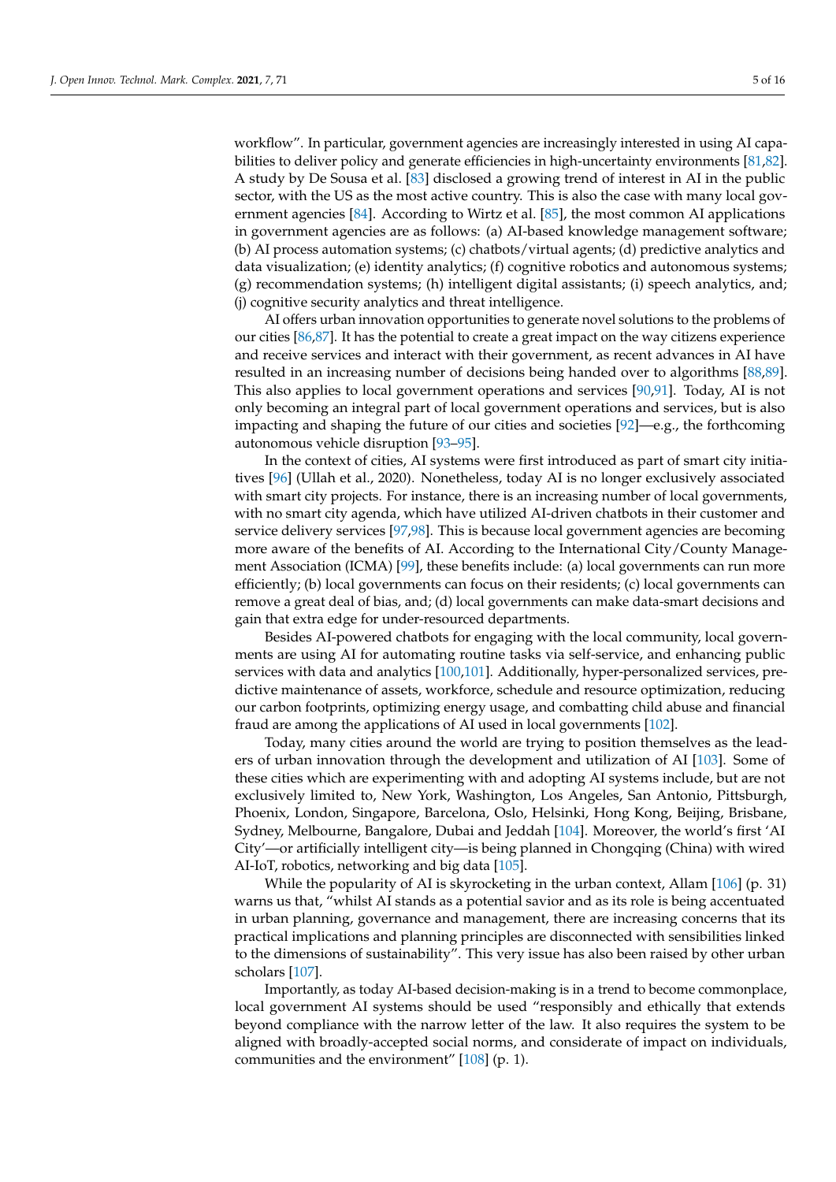workflow". In particular, government agencies are increasingly interested in using AI capabilities to deliver policy and generate efficiencies in high-uncertainty environments [81,82]. A study by De Sousa et al. [83] disclosed a growing trend of interest in AI in the public sector, with the US as the most active country. This is also the case with many local government agencies [84]. According to Wirtz et al. [85], the most common AI applications in government agencies are as follows: (a) AI-based knowledge management software; (b) AI process automation systems; (c) chatbots/virtual agents; (d) predictive analytics and data visualization; (e) identity analytics; (f) cognitive robotics and autonomous systems; (g) recommendation systems; (h) intelligent digital assistants; (i) speech analytics, and; (j) cognitive security analytics and threat intelligence.

AI offers urban innovation opportunities to generate novel solutions to the problems of our cities [86,87]. It has the potential to create a great impact on the way citizens experience and receive services and interact with their government, as recent advances in AI have resulted in an increasing number of decisions being handed over to algorithms [88,89]. This also applies to local government operations and services [90,91]. Today, AI is not only becoming an integral part of local government operations and services, but is also impacting and shaping the future of our cities and societies [92]—e.g., the forthcoming autonomous vehicle disruption [93–95].

In the context of cities, AI systems were first introduced as part of smart city initiatives [96] (Ullah et al., 2020). Nonetheless, today AI is no longer exclusively associated with smart city projects. For instance, there is an increasing number of local governments, with no smart city agenda, which have utilized AI-driven chatbots in their customer and service delivery services [97,98]. This is because local government agencies are becoming more aware of the benefits of AI. According to the International City/County Management Association (ICMA) [99], these benefits include: (a) local governments can run more efficiently; (b) local governments can focus on their residents; (c) local governments can remove a great deal of bias, and; (d) local governments can make data-smart decisions and gain that extra edge for under-resourced departments.

Besides AI-powered chatbots for engaging with the local community, local governments are using AI for automating routine tasks via self-service, and enhancing public services with data and analytics [100,101]. Additionally, hyper-personalized services, predictive maintenance of assets, workforce, schedule and resource optimization, reducing our carbon footprints, optimizing energy usage, and combatting child abuse and financial fraud are among the applications of AI used in local governments [102].

Today, many cities around the world are trying to position themselves as the leaders of urban innovation through the development and utilization of AI [103]. Some of these cities which are experimenting with and adopting AI systems include, but are not exclusively limited to, New York, Washington, Los Angeles, San Antonio, Pittsburgh, Phoenix, London, Singapore, Barcelona, Oslo, Helsinki, Hong Kong, Beijing, Brisbane, Sydney, Melbourne, Bangalore, Dubai and Jeddah [104]. Moreover, the world's first 'AI City'—or artificially intelligent city—is being planned in Chongqing (China) with wired AI-IoT, robotics, networking and big data [105].

While the popularity of AI is skyrocketing in the urban context, Allam [106] (p. 31) warns us that, "whilst AI stands as a potential savior and as its role is being accentuated in urban planning, governance and management, there are increasing concerns that its practical implications and planning principles are disconnected with sensibilities linked to the dimensions of sustainability". This very issue has also been raised by other urban scholars [107].

Importantly, as today AI-based decision-making is in a trend to become commonplace, local government AI systems should be used "responsibly and ethically that extends beyond compliance with the narrow letter of the law. It also requires the system to be aligned with broadly-accepted social norms, and considerate of impact on individuals, communities and the environment" [108] (p. 1).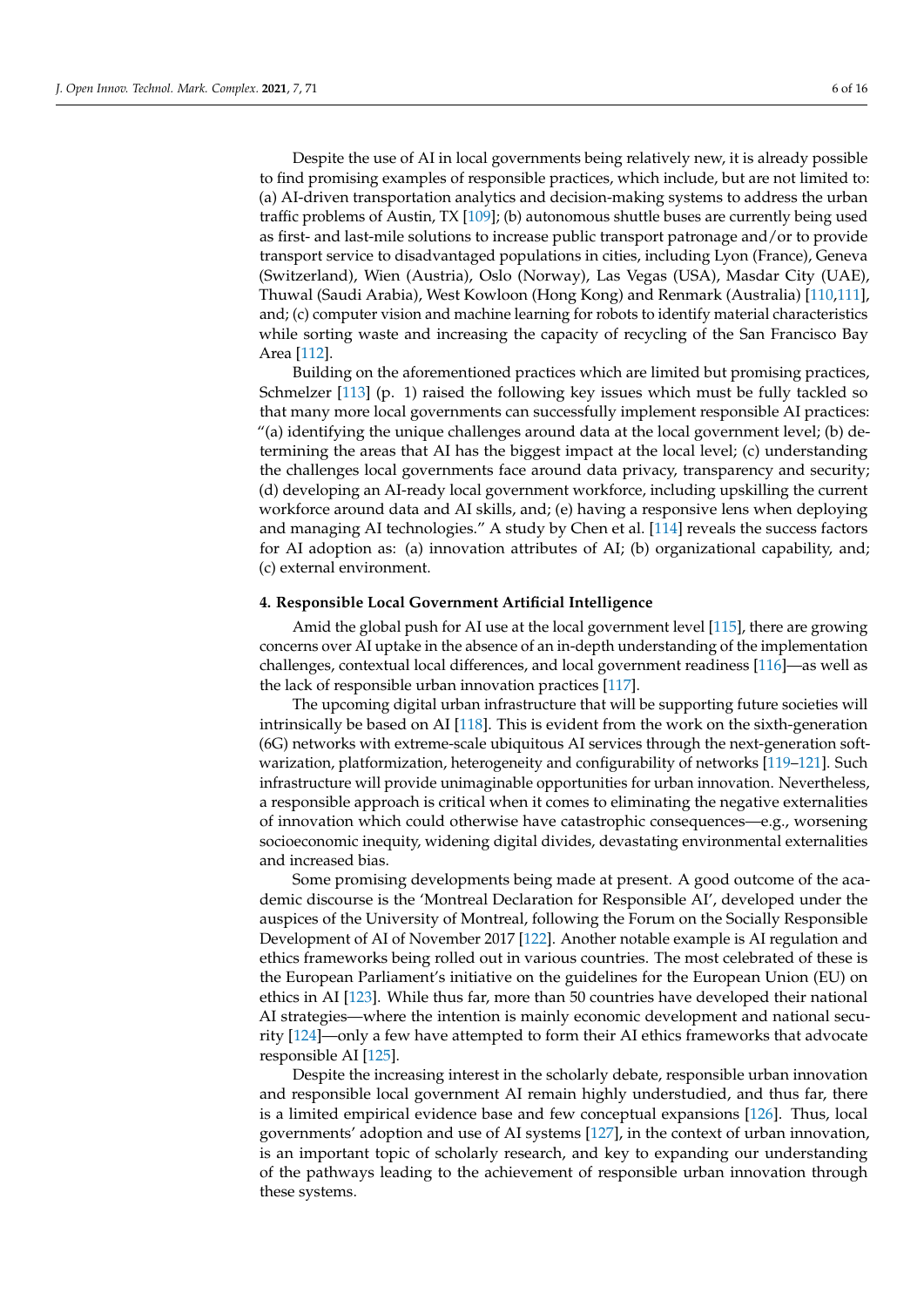Despite the use of AI in local governments being relatively new, it is already possible to find promising examples of responsible practices, which include, but are not limited to: (a) AI-driven transportation analytics and decision-making systems to address the urban traffic problems of Austin, TX [109]; (b) autonomous shuttle buses are currently being used as first- and last-mile solutions to increase public transport patronage and/or to provide transport service to disadvantaged populations in cities, including Lyon (France), Geneva (Switzerland), Wien (Austria), Oslo (Norway), Las Vegas (USA), Masdar City (UAE), Thuwal (Saudi Arabia), West Kowloon (Hong Kong) and Renmark (Australia) [110,111], and; (c) computer vision and machine learning for robots to identify material characteristics while sorting waste and increasing the capacity of recycling of the San Francisco Bay Area [112].

Building on the aforementioned practices which are limited but promising practices, Schmelzer [113] (p. 1) raised the following key issues which must be fully tackled so that many more local governments can successfully implement responsible AI practices: "(a) identifying the unique challenges around data at the local government level; (b) determining the areas that AI has the biggest impact at the local level; (c) understanding the challenges local governments face around data privacy, transparency and security; (d) developing an AI-ready local government workforce, including upskilling the current workforce around data and AI skills, and; (e) having a responsive lens when deploying and managing AI technologies." A study by Chen et al. [114] reveals the success factors for AI adoption as: (a) innovation attributes of AI; (b) organizational capability, and; (c) external environment.

## 4. Responsible Local Government Artificial Intelligence

Amid the global push for AI use at the local government level [115], there are growing concerns over AI uptake in the absence of an in-depth understanding of the implementation challenges, contextual local differences, and local government readiness [116]—as well as the lack of responsible urban innovation practices [117].

The upcoming digital urban infrastructure that will be supporting future societies will intrinsically be based on AI [118]. This is evident from the work on the sixth-generation (6G) networks with extreme-scale ubiquitous AI services through the next-generation softwarization, platformization, heterogeneity and configurability of networks [119–121]. Such infrastructure will provide unimaginable opportunities for urban innovation. Nevertheless, a responsible approach is critical when it comes to eliminating the negative externalities of innovation which could otherwise have catastrophic consequences—e.g., worsening socioeconomic inequity, widening digital divides, devastating environmental externalities and increased bias.

Some promising developments being made at present. A good outcome of the academic discourse is the 'Montreal Declaration for Responsible AI', developed under the auspices of the University of Montreal, following the Forum on the Socially Responsible Development of AI of November 2017 [122]. Another notable example is AI regulation and ethics frameworks being rolled out in various countries. The most celebrated of these is the European Parliament's initiative on the guidelines for the European Union (EU) on ethics in AI [123]. While thus far, more than 50 countries have developed their national AI strategies—where the intention is mainly economic development and national security [124]—only a few have attempted to form their AI ethics frameworks that advocate responsible AI [125].

Despite the increasing interest in the scholarly debate, responsible urban innovation and responsible local government AI remain highly understudied, and thus far, there is a limited empirical evidence base and few conceptual expansions [126]. Thus, local governments' adoption and use of AI systems [127], in the context of urban innovation, is an important topic of scholarly research, and key to expanding our understanding of the pathways leading to the achievement of responsible urban innovation through these systems.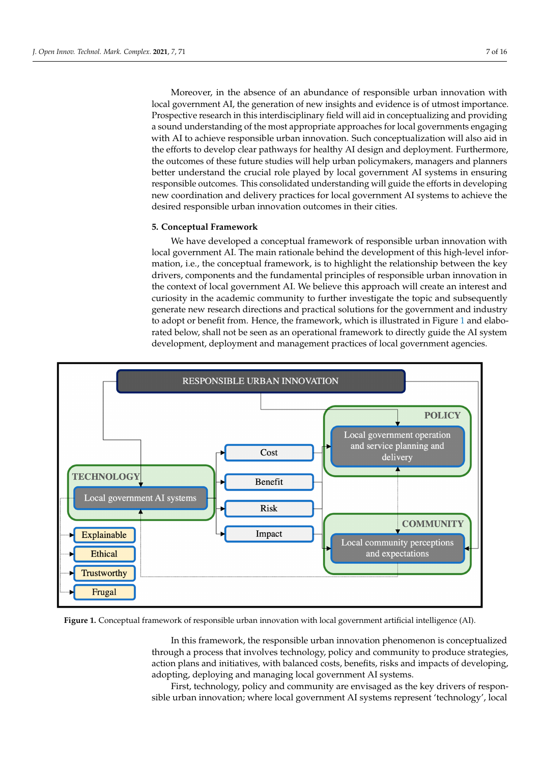Moreover, in the absence of an abundance of responsible urban innovation with local government AI, the generation of new insights and evidence is of utmost importance. Prospective research in this interdisciplinary field will aid in conceptualizing and providing a sound understanding of the most appropriate approaches for local governments engaging with AI to achieve responsible urban innovation. Such conceptualization will also aid in the efforts to develop clear pathways for healthy AI design and deployment. Furthermore, the outcomes of these future studies will help urban policymakers, managers and planners better understand the crucial role played by local government AI systems in ensuring responsible outcomes. This consolidated understanding will guide the efforts in developing new coordination and delivery practices for local government AI systems to achieve the desired responsible urban innovation outcomes in their cities.

## 5. Conceptual Framework

We have developed a conceptual framework of responsible urban innovation with local government AI. The main rationale behind the development of this high-level information, i.e., the conceptual framework, is to highlight the relationship between the key drivers, components and the fundamental principles of responsible urban innovation in the context of local government AI. We believe this approach will create an interest and curiosity in the academic community to further investigate the topic and subsequently generate new research directions and practical solutions for the government and industry to adopt or benefit from. Hence, the framework, which is illustrated in Figure 1 and elaborated below, shall not be seen as an operational framework to directly guide the AI system development, deployment and management practices of local government agencies.

RESPONSIBLE URBAN INNOVATION

POLICY: Local government operation and service planning and delivery

TECHNOLOGY: Local government AI systems

COMMUNITY: Local community perceptions and expectations

Cost, Benefit, Risk, Impact

Explainable, Ethical, Trustworthy, Frugal

**Figure 1.** Conceptual framework of responsible urban innovation with local government artificial intelligence (AI).

In this framework, the responsible urban innovation phenomenon is conceptualized through a process that involves technology, policy and community to produce strategies, action plans and initiatives, with balanced costs, benefits, risks and impacts of developing, adopting, deploying and managing local government AI systems.

First, technology, policy and community are envisaged as the key drivers of responsible urban innovation; where local government AI systems represent 'technology', local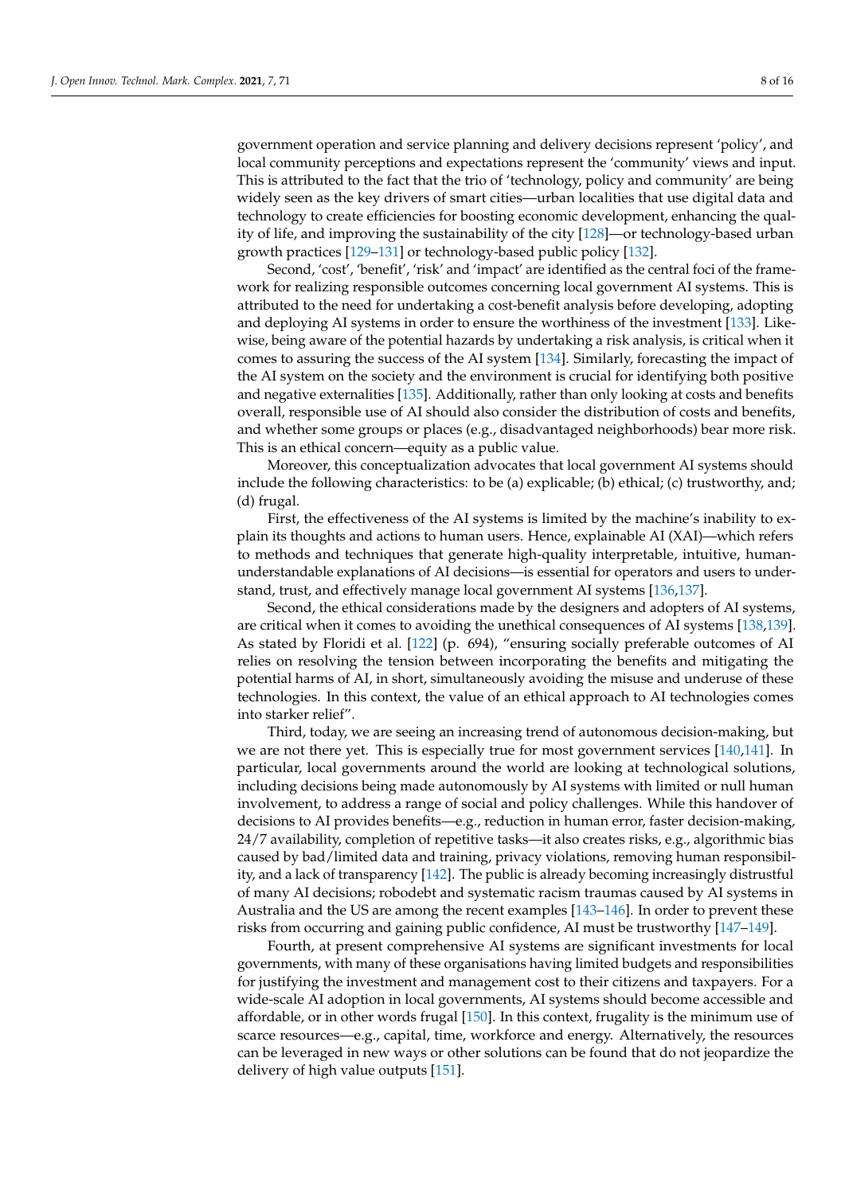government operation and service planning and delivery decisions represent 'policy', and local community perceptions and expectations represent the 'community' views and input. This is attributed to the fact that the trio of 'technology, policy and community' are being widely seen as the key drivers of smart cities—urban localities that use digital data and technology to create efficiencies for boosting economic development, enhancing the quality of life, and improving the sustainability of the city [128]—or technology-based urban growth practices [129–131] or technology-based public policy [132].

Second, 'cost', 'benefit', 'risk' and 'impact' are identified as the central foci of the framework for realizing responsible outcomes concerning local government AI systems. This is attributed to the need for undertaking a cost-benefit analysis before developing, adopting and deploying AI systems in order to ensure the worthiness of the investment [133]. Likewise, being aware of the potential hazards by undertaking a risk analysis, is critical when it comes to assuring the success of the AI system [134]. Similarly, forecasting the impact of the AI system on the society and the environment is crucial for identifying both positive and negative externalities [135]. Additionally, rather than only looking at costs and benefits overall, responsible use of AI should also consider the distribution of costs and benefits, and whether some groups or places (e.g., disadvantaged neighborhoods) bear more risk. This is an ethical concern—equity as a public value.

Moreover, this conceptualization advocates that local government AI systems should include the following characteristics: to be (a) explicable; (b) ethical; (c) trustworthy, and; (d) frugal.

First, the effectiveness of the AI systems is limited by the machine's inability to explain its thoughts and actions to human users. Hence, explainable AI (XAI)—which refers to methods and techniques that generate high-quality interpretable, intuitive, human-understandable explanations of AI decisions—is essential for operators and users to understand, trust, and effectively manage local government AI systems [136,137].

Second, the ethical considerations made by the designers and adopters of AI systems, are critical when it comes to avoiding the unethical consequences of AI systems [138,139]. As stated by Floridi et al. [122] (p. 694), "ensuring socially preferable outcomes of AI relies on resolving the tension between incorporating the benefits and mitigating the potential harms of AI, in short, simultaneously avoiding the misuse and underuse of these technologies. In this context, the value of an ethical approach to AI technologies comes into starker relief".

Third, today, we are seeing an increasing trend of autonomous decision-making, but we are not there yet. This is especially true for most government services [140,141]. In particular, local governments around the world are looking at technological solutions, including decisions being made autonomously by AI systems with limited or null human involvement, to address a range of social and policy challenges. While this handover of decisions to AI provides benefits—e.g., reduction in human error, faster decision-making, 24/7 availability, completion of repetitive tasks—it also creates risks, e.g., algorithmic bias caused by bad/limited data and training, privacy violations, removing human responsibility, and a lack of transparency [142]. The public is already becoming increasingly distrustful of many AI decisions; robodebt and systematic racism traumas caused by AI systems in Australia and the US are among the recent examples [143–146]. In order to prevent these risks from occurring and gaining public confidence, AI must be trustworthy [147–149].

Fourth, at present comprehensive AI systems are significant investments for local governments, with many of these organisations having limited budgets and responsibilities for justifying the investment and management cost to their citizens and taxpayers. For a wide-scale AI adoption in local governments, AI systems should become accessible and affordable, or in other words frugal [150]. In this context, frugality is the minimum use of scarce resources—e.g., capital, time, workforce and energy. Alternatively, the resources can be leveraged in new ways or other solutions can be found that do not jeopardize the delivery of high value outputs [151].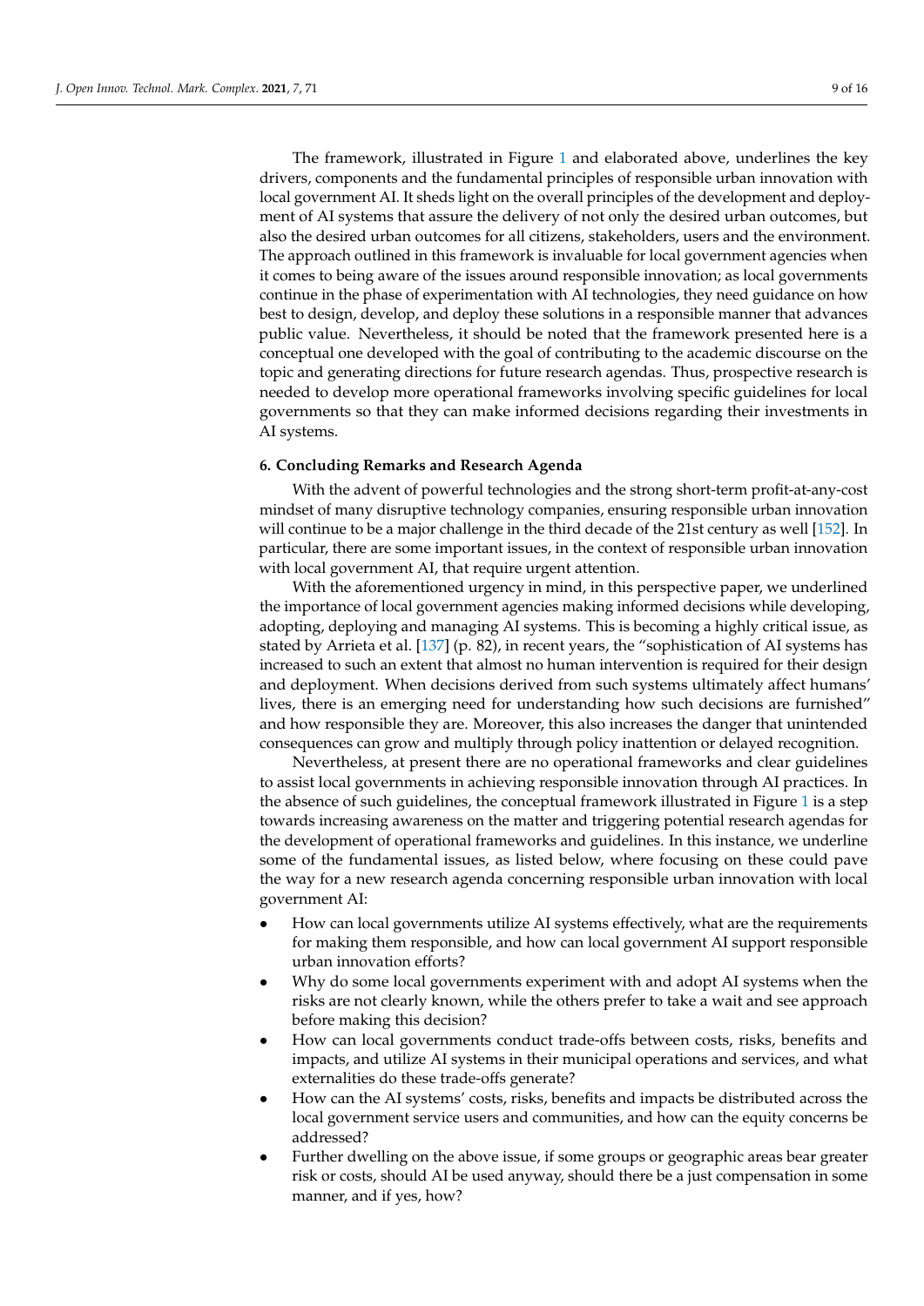The framework, illustrated in Figure 1 and elaborated above, underlines the key drivers, components and the fundamental principles of responsible urban innovation with local government AI. It sheds light on the overall principles of the development and deployment of AI systems that assure the delivery of not only the desired urban outcomes, but also the desired urban outcomes for all citizens, stakeholders, users and the environment. The approach outlined in this framework is invaluable for local government agencies when it comes to being aware of the issues around responsible innovation; as local governments continue in the phase of experimentation with AI technologies, they need guidance on how best to design, develop, and deploy these solutions in a responsible manner that advances public value. Nevertheless, it should be noted that the framework presented here is a conceptual one developed with the goal of contributing to the academic discourse on the topic and generating directions for future research agendas. Thus, prospective research is needed to develop more operational frameworks involving specific guidelines for local governments so that they can make informed decisions regarding their investments in AI systems.

## 6. Concluding Remarks and Research Agenda

With the advent of powerful technologies and the strong short-term profit-at-any-cost mindset of many disruptive technology companies, ensuring responsible urban innovation will continue to be a major challenge in the third decade of the 21st century as well [152]. In particular, there are some important issues, in the context of responsible urban innovation with local government AI, that require urgent attention.

With the aforementioned urgency in mind, in this perspective paper, we underlined the importance of local government agencies making informed decisions while developing, adopting, deploying and managing AI systems. This is becoming a highly critical issue, as stated by Arrieta et al. [137] (p. 82), in recent years, the "sophistication of AI systems has increased to such an extent that almost no human intervention is required for their design and deployment. When decisions derived from such systems ultimately affect humans' lives, there is an emerging need for understanding how such decisions are furnished" and how responsible they are. Moreover, this also increases the danger that unintended consequences can grow and multiply through policy inattention or delayed recognition.

Nevertheless, at present there are no operational frameworks and clear guidelines to assist local governments in achieving responsible innovation through AI practices. In the absence of such guidelines, the conceptual framework illustrated in Figure 1 is a step towards increasing awareness on the matter and triggering potential research agendas for the development of operational frameworks and guidelines. In this instance, we underline some of the fundamental issues, as listed below, where focusing on these could pave the way for a new research agenda concerning responsible urban innovation with local government AI:

- How can local governments utilize AI systems effectively, what are the requirements for making them responsible, and how can local government AI support responsible urban innovation efforts?
- Why do some local governments experiment with and adopt AI systems when the risks are not clearly known, while the others prefer to take a wait and see approach before making this decision?
- How can local governments conduct trade-offs between costs, risks, benefits and impacts, and utilize AI systems in their municipal operations and services, and what externalities do these trade-offs generate?
- How can the AI systems' costs, risks, benefits and impacts be distributed across the local government service users and communities, and how can the equity concerns be addressed?
- Further dwelling on the above issue, if some groups or geographic areas bear greater risk or costs, should AI be used anyway, should there be a just compensation in some manner, and if yes, how?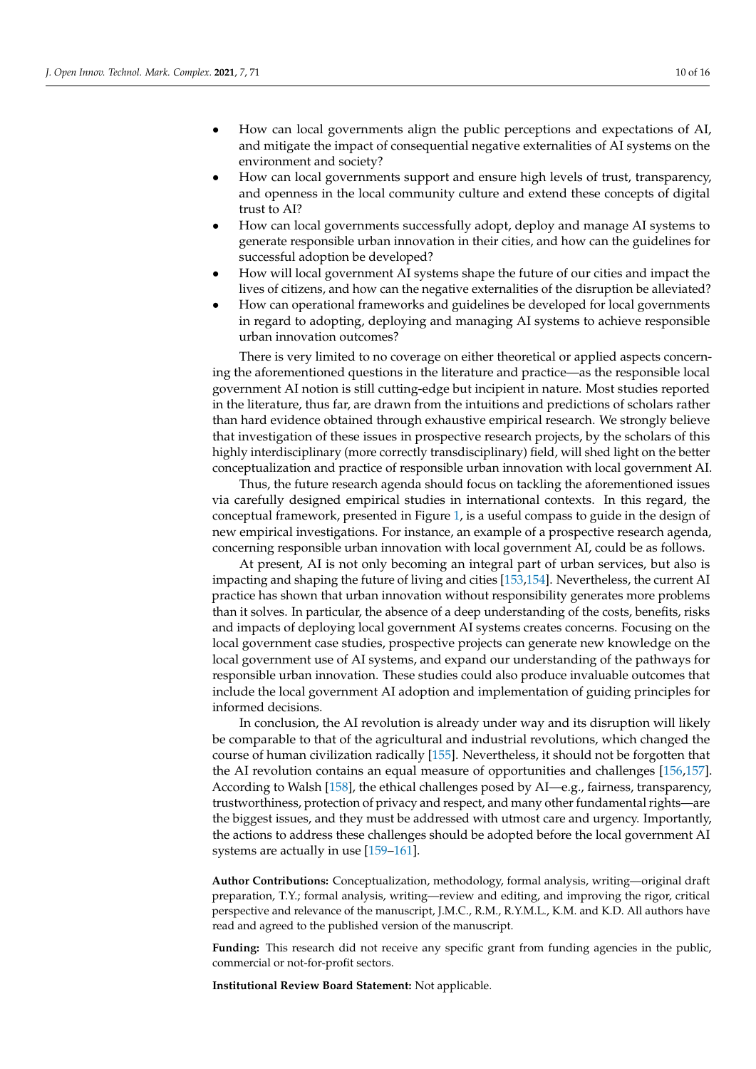- How can local governments align the public perceptions and expectations of AI, and mitigate the impact of consequential negative externalities of AI systems on the environment and society?
- How can local governments support and ensure high levels of trust, transparency, and openness in the local community culture and extend these concepts of digital trust to AI?
- How can local governments successfully adopt, deploy and manage AI systems to generate responsible urban innovation in their cities, and how can the guidelines for successful adoption be developed?
- How will local government AI systems shape the future of our cities and impact the lives of citizens, and how can the negative externalities of the disruption be alleviated?
- How can operational frameworks and guidelines be developed for local governments in regard to adopting, deploying and managing AI systems to achieve responsible urban innovation outcomes?

There is very limited to no coverage on either theoretical or applied aspects concerning the aforementioned questions in the literature and practice—as the responsible local government AI notion is still cutting-edge but incipient in nature. Most studies reported in the literature, thus far, are drawn from the intuitions and predictions of scholars rather than hard evidence obtained through exhaustive empirical research. We strongly believe that investigation of these issues in prospective research projects, by the scholars of this highly interdisciplinary (more correctly transdisciplinary) field, will shed light on the better conceptualization and practice of responsible urban innovation with local government AI.

Thus, the future research agenda should focus on tackling the aforementioned issues via carefully designed empirical studies in international contexts. In this regard, the conceptual framework, presented in Figure 1, is a useful compass to guide in the design of new empirical investigations. For instance, an example of a prospective research agenda, concerning responsible urban innovation with local government AI, could be as follows.

At present, AI is not only becoming an integral part of urban services, but also is impacting and shaping the future of living and cities [153,154]. Nevertheless, the current AI practice has shown that urban innovation without responsibility generates more problems than it solves. In particular, the absence of a deep understanding of the costs, benefits, risks and impacts of deploying local government AI systems creates concerns. Focusing on the local government case studies, prospective projects can generate new knowledge on the local government use of AI systems, and expand our understanding of the pathways for responsible urban innovation. These studies could also produce invaluable outcomes that include the local government AI adoption and implementation of guiding principles for informed decisions.

In conclusion, the AI revolution is already under way and its disruption will likely be comparable to that of the agricultural and industrial revolutions, which changed the course of human civilization radically [155]. Nevertheless, it should not be forgotten that the AI revolution contains an equal measure of opportunities and challenges [156,157]. According to Walsh [158], the ethical challenges posed by AI—e.g., fairness, transparency, trustworthiness, protection of privacy and respect, and many other fundamental rights—are the biggest issues, and they must be addressed with utmost care and urgency. Importantly, the actions to address these challenges should be adopted before the local government AI systems are actually in use [159–161].

**Author Contributions:** Conceptualization, methodology, formal analysis, writing—original draft preparation, T.Y.; formal analysis, writing—review and editing, and improving the rigor, critical perspective and relevance of the manuscript, J.M.C., R.M., R.Y.M.L., K.M. and K.D. All authors have read and agreed to the published version of the manuscript.

**Funding:** This research did not receive any specific grant from funding agencies in the public, commercial or not-for-profit sectors.

**Institutional Review Board Statement:** Not applicable.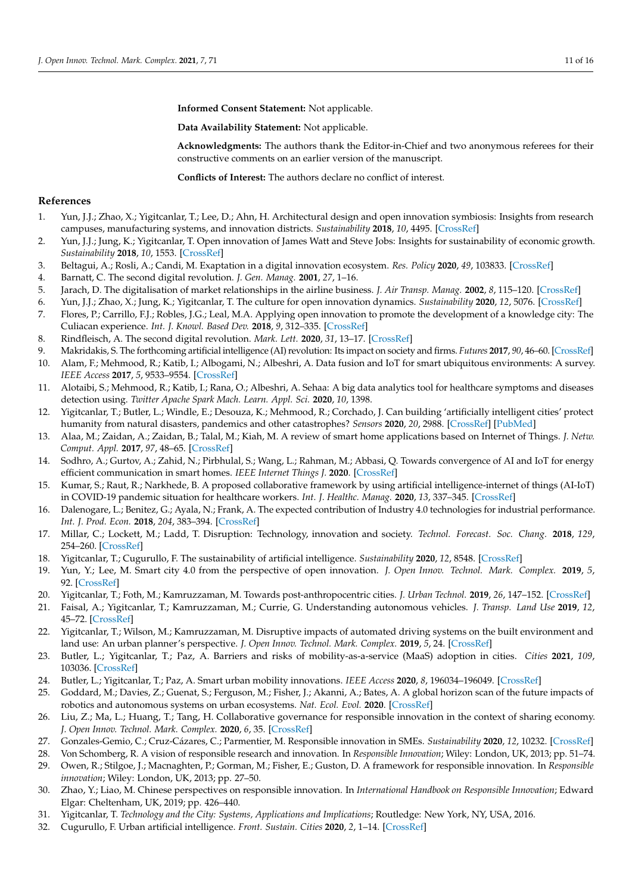**Informed Consent Statement:** Not applicable.

**Data Availability Statement:** Not applicable.

**Acknowledgments:** The authors thank the Editor-in-Chief and two anonymous referees for their constructive comments on an earlier version of the manuscript.

**Conflicts of Interest:** The authors declare no conflict of interest.

## References

1. Yun, J.J.; Zhao, X.; Yigitcanlar, T.; Lee, D.; Ahn, H. Architectural design and open innovation symbiosis: Insights from research campuses, manufacturing systems, and innovation districts. *Sustainability* **2018**, *10*, 4495. [CrossRef]
2. Yun, J.J.; Jung, K.; Yigitcanlar, T. Open innovation of James Watt and Steve Jobs: Insights for sustainability of economic growth. *Sustainability* **2018**, *10*, 1553. [CrossRef]
3. Beltagui, A.; Rosli, A.; Candi, M. Exaptation in a digital innovation ecosystem. *Res. Policy* **2020**, *49*, 103833. [CrossRef]
4. Barnatt, C. The second digital revolution. *J. Gen. Manag.* **2001**, *27*, 1–16.
5. Jarach, D. The digitalisation of market relationships in the airline business. *J. Air Transp. Manag.* **2002**, *8*, 115–120. [CrossRef]
6. Yun, J.J.; Zhao, X.; Jung, K.; Yigitcanlar, T. The culture for open innovation dynamics. *Sustainability* **2020**, *12*, 5076. [CrossRef]
7. Flores, P.; Carrillo, F.J.; Robles, J.G.; Leal, M.A. Applying open innovation to promote the development of a knowledge city: The Culiacan experience. *Int. J. Knowl. Based Dev.* **2018**, *9*, 312–335. [CrossRef]
8. Rindfleisch, A. The second digital revolution. *Mark. Lett.* **2020**, *31*, 13–17. [CrossRef]
9. Makridakis, S. The forthcoming artificial intelligence (AI) revolution: Its impact on society and firms. *Futures* **2017**, *90*, 46–60. [CrossRef]
10. Alam, F.; Mehmood, R.; Katib, I.; Albogami, N.; Albeshri, A. Data fusion and IoT for smart ubiquitous environments: A survey. *IEEE Access* **2017**, *5*, 9533–9554. [CrossRef]
11. Alotaibi, S.; Mehmood, R.; Katib, I.; Rana, O.; Albeshri, A. Sehaa: A big data analytics tool for healthcare symptoms and diseases detection using. *Twitter Apache Spark Mach. Learn. Appl. Sci.* **2020**, *10*, 1398.
12. Yigitcanlar, T.; Butler, L.; Windle, E.; Desouza, K.; Mehmood, R.; Corchado, J. Can building 'artificially intelligent cities' protect humanity from natural disasters, pandemics and other catastrophes? *Sensors* **2020**, *20*, 2988. [CrossRef] [PubMed]
13. Alaa, M.; Zaidan, A.; Zaidan, B.; Talal, M.; Kiah, M. A review of smart home applications based on Internet of Things. *J. Netw. Comput. Appl.* **2017**, *97*, 48–65. [CrossRef]
14. Sodhro, A.; Gurtov, A.; Zahid, N.; Pirbhulal, S.; Wang, L.; Rahman, M.; Abbasi, Q. Towards convergence of AI and IoT for energy efficient communication in smart homes. *IEEE Internet Things J.* **2020**. [CrossRef]
15. Kumar, S.; Raut, R.; Narkhede, B. A proposed collaborative framework by using artificial intelligence-internet of things (AI-IoT) in COVID-19 pandemic situation for healthcare workers. *Int. J. Healthc. Manag.* **2020**, *13*, 337–345. [CrossRef]
16. Dalenogare, L.; Benitez, G.; Ayala, N.; Frank, A. The expected contribution of Industry 4.0 technologies for industrial performance. *Int. J. Prod. Econ.* **2018**, *204*, 383–394. [CrossRef]
17. Millar, C.; Lockett, M.; Ladd, T. Disruption: Technology, innovation and society. *Technol. Forecast. Soc. Chang.* **2018**, *129*, 254–260. [CrossRef]
18. Yigitcanlar, T.; Cugurullo, F. The sustainability of artificial intelligence. *Sustainability* **2020**, *12*, 8548. [CrossRef]
19. Yun, Y.; Lee, M. Smart city 4.0 from the perspective of open innovation. *J. Open Innov. Technol. Mark. Complex.* **2019**, *5*, 92. [CrossRef]
20. Yigitcanlar, T.; Foth, M.; Kamruzzaman, M. Towards post-anthropocentric cities. *J. Urban Technol.* **2019**, *26*, 147–152. [CrossRef]
21. Faisal, A.; Yigitcanlar, T.; Kamruzzaman, M.; Currie, G. Understanding autonomous vehicles. *J. Transp. Land Use* **2019**, *12*, 45–72. [CrossRef]
22. Yigitcanlar, T.; Wilson, M.; Kamruzzaman, M. Disruptive impacts of automated driving systems on the built environment and land use: An urban planner's perspective. *J. Open Innov. Technol. Mark. Complex.* **2019**, *5*, 24. [CrossRef]
23. Butler, L.; Yigitcanlar, T.; Paz, A. Barriers and risks of mobility-as-a-service (MaaS) adoption in cities. *Cities* **2021**, *109*, 103036. [CrossRef]
24. Butler, L.; Yigitcanlar, T.; Paz, A. Smart urban mobility innovations. *IEEE Access* **2020**, *8*, 196034–196049. [CrossRef]
25. Goddard, M.; Davies, Z.; Guenat, S.; Ferguson, M.; Fisher, J.; Akanni, A.; Bates, A. A global horizon scan of the future impacts of robotics and autonomous systems on urban ecosystems. *Nat. Ecol. Evol.* **2020**. [CrossRef]
26. Liu, Z.; Ma, L.; Huang, T.; Tang, H. Collaborative governance for responsible innovation in the context of sharing economy. *J. Open Innov. Technol. Mark. Complex.* **2020**, *6*, 35. [CrossRef]
27. Gonzales-Gemio, C.; Cruz-Cázares, C.; Parmentier, M. Responsible innovation in SMEs. *Sustainability* **2020**, *12*, 10232. [CrossRef]
28. Von Schomberg, R. A vision of responsible research and innovation. In *Responsible Innovation*; Wiley: London, UK, 2013; pp. 51–74.
29. Owen, R.; Stilgoe, J.; Macnaghten, P.; Gorman, M.; Fisher, E.; Guston, D. A framework for responsible innovation. In *Responsible innovation*; Wiley: London, UK, 2013; pp. 27–50.
30. Zhao, Y.; Liao, M. Chinese perspectives on responsible innovation. In *International Handbook on Responsible Innovation*; Edward Elgar: Cheltenham, UK, 2019; pp. 426–440.
31. Yigitcanlar, T. *Technology and the City: Systems, Applications and Implications*; Routledge: New York, NY, USA, 2016.
32. Cugurullo, F. Urban artificial intelligence. *Front. Sustain. Cities* **2020**, *2*, 1–14. [CrossRef]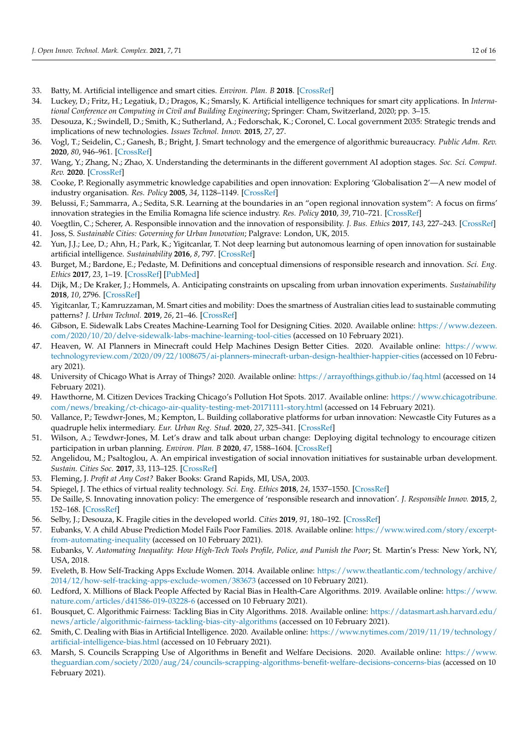33. Batty, M. Artificial intelligence and smart cities. *Environ. Plan. B* **2018**. [CrossRef]
34. Luckey, D.; Fritz, H.; Legatiuk, D.; Dragos, K.; Smarsly, K. Artificial intelligence techniques for smart city applications. In *International Conference on Computing in Civil and Building Engineering*; Springer: Cham, Switzerland, 2020; pp. 3–15.
35. Desouza, K.; Swindell, D.; Smith, K.; Sutherland, A.; Fedorschak, K.; Coronel, C. Local government 2035: Strategic trends and implications of new technologies. *Issues Technol. Innov.* **2015**, *27*, 27.
36. Vogl, T.; Seidelin, C.; Ganesh, B.; Bright, J. Smart technology and the emergence of algorithmic bureaucracy. *Public Adm. Rev.* **2020**, *80*, 946–961. [CrossRef]
37. Wang, Y.; Zhang, N.; Zhao, X. Understanding the determinants in the different government AI adoption stages. *Soc. Sci. Comput. Rev.* **2020**. [CrossRef]
38. Cooke, P. Regionally asymmetric knowledge capabilities and open innovation: Exploring 'Globalisation 2'—A new model of industry organisation. *Res. Policy* **2005**, *34*, 1128–1149. [CrossRef]
39. Belussi, F.; Sammarra, A.; Sedita, S.R. Learning at the boundaries in an "open regional innovation system": A focus on firms' innovation strategies in the Emilia Romagna life science industry. *Res. Policy* **2010**, *39*, 710–721. [CrossRef]
40. Voegtlin, C.; Scherer, A. Responsible innovation and the innovation of responsibility. *J. Bus. Ethics* **2017**, *143*, 227–243. [CrossRef]
41. Joss, S. *Sustainable Cities: Governing for Urban Innovation*; Palgrave: London, UK, 2015.
42. Yun, J.J.; Lee, D.; Ahn, H.; Park, K.; Yigitcanlar, T. Not deep learning but autonomous learning of open innovation for sustainable artificial intelligence. *Sustainability* **2016**, *8*, 797. [CrossRef]
43. Burget, M.; Bardone, E.; Pedaste, M. Definitions and conceptual dimensions of responsible research and innovation. *Sci. Eng. Ethics* **2017**, *23*, 1–19. [CrossRef] [PubMed]
44. Dijk, M.; De Kraker, J.; Hommels, A. Anticipating constraints on upscaling from urban innovation experiments. *Sustainability* **2018**, *10*, 2796. [CrossRef]
45. Yigitcanlar, T.; Kamruzzaman, M. Smart cities and mobility: Does the smartness of Australian cities lead to sustainable commuting patterns? *J. Urban Technol.* **2019**, *26*, 21–46. [CrossRef]
46. Gibson, E. Sidewalk Labs Creates Machine-Learning Tool for Designing Cities. 2020. Available online: https://www.dezeen.com/2020/10/20/delve-sidewalk-labs-machine-learning-tool-cities (accessed on 10 February 2021).
47. Heaven, W. AI Planners in Minecraft could Help Machines Design Better Cities. 2020. Available online: https://www.technologyreview.com/2020/09/22/1008675/ai-planners-minecraft-urban-design-healthier-happier-cities (accessed on 10 February 2021).
48. University of Chicago What is Array of Things? 2020. Available online: https://arrayofthings.github.io/faq.html (accessed on 14 February 2021).
49. Hawthorne, M. Citizen Devices Tracking Chicago's Pollution Hot Spots. 2017. Available online: https://www.chicagotribune.com/news/breaking/ct-chicago-air-quality-testing-met-20171111-story.html (accessed on 14 February 2021).
50. Vallance, P.; Tewdwr-Jones, M.; Kempton, L. Building collaborative platforms for urban innovation: Newcastle City Futures as a quadruple helix intermediary. *Eur. Urban Reg. Stud.* **2020**, *27*, 325–341. [CrossRef]
51. Wilson, A.; Tewdwr-Jones, M. Let's draw and talk about urban change: Deploying digital technology to encourage citizen participation in urban planning. *Environ. Plan. B* **2020**, *47*, 1588–1604. [CrossRef]
52. Angelidou, M.; Psaltoglou, A. An empirical investigation of social innovation initiatives for sustainable urban development. *Sustain. Cities Soc.* **2017**, *33*, 113–125. [CrossRef]
53. Fleming, J. *Profit at Any Cost?* Baker Books: Grand Rapids, MI, USA, 2003.
54. Spiegel, J. The ethics of virtual reality technology. *Sci. Eng. Ethics* **2018**, *24*, 1537–1550. [CrossRef]
55. De Saille, S. Innovating innovation policy: The emergence of 'responsible research and innovation'. *J. Responsible Innov.* **2015**, *2*, 152–168. [CrossRef]
56. Selby, J.; Desouza, K. Fragile cities in the developed world. *Cities* **2019**, *91*, 180–192. [CrossRef]
57. Eubanks, V. A child Abuse Prediction Model Fails Poor Families. 2018. Available online: https://www.wired.com/story/excerpt-from-automating-inequality (accessed on 10 February 2021).
58. Eubanks, V. *Automating Inequality: How High-Tech Tools Profile, Police, and Punish the Poor*; St. Martin's Press: New York, NY, USA, 2018.
59. Eveleth, B. How Self-Tracking Apps Exclude Women. 2014. Available online: https://www.theatlantic.com/technology/archive/2014/12/how-self-tracking-apps-exclude-women/383673 (accessed on 10 February 2021).
60. Ledford, X. Millions of Black People Affected by Racial Bias in Health-Care Algorithms. 2019. Available online: https://www.nature.com/articles/d41586-019-03228-6 (accessed on 10 February 2021).
61. Bousquet, C. Algorithmic Fairness: Tackling Bias in City Algorithms. 2018. Available online: https://datasmart.ash.harvard.edu/news/article/algorithmic-fairness-tackling-bias-city-algorithms (accessed on 10 February 2021).
62. Smith, C. Dealing with Bias in Artificial Intelligence. 2020. Available online: https://www.nytimes.com/2019/11/19/technology/artificial-intelligence-bias.html (accessed on 10 February 2021).
63. Marsh, S. Councils Scrapping Use of Algorithms in Benefit and Welfare Decisions. 2020. Available online: https://www.theguardian.com/society/2020/aug/24/councils-scrapping-algorithms-benefit-welfare-decisions-concerns-bias (accessed on 10 February 2021).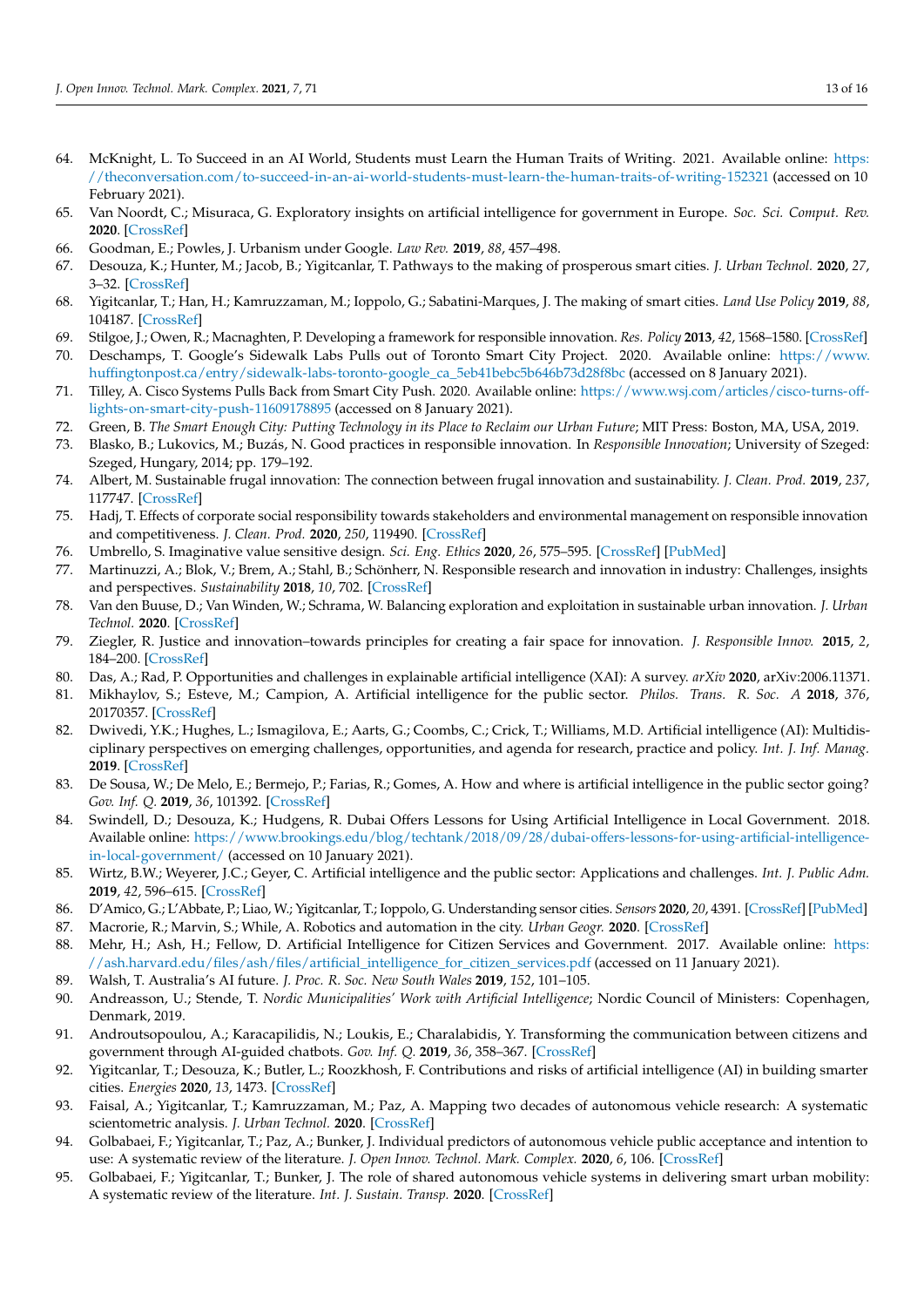64. McKnight, L. To Succeed in an AI World, Students must Learn the Human Traits of Writing. 2021. Available online: https://theconversation.com/to-succeed-in-an-ai-world-students-must-learn-the-human-traits-of-writing-152321 (accessed on 10 February 2021).
65. Van Noordt, C.; Misuraca, G. Exploratory insights on artificial intelligence for government in Europe. *Soc. Sci. Comput. Rev.* **2020**. [CrossRef]
66. Goodman, E.; Powles, J. Urbanism under Google. *Law Rev.* **2019**, *88*, 457–498.
67. Desouza, K.; Hunter, M.; Jacob, B.; Yigitcanlar, T. Pathways to the making of prosperous smart cities. *J. Urban Technol.* **2020**, *27*, 3–32. [CrossRef]
68. Yigitcanlar, T.; Han, H.; Kamruzzaman, M.; Ioppolo, G.; Sabatini-Marques, J. The making of smart cities. *Land Use Policy* **2019**, *88*, 104187. [CrossRef]
69. Stilgoe, J.; Owen, R.; Macnaghten, P. Developing a framework for responsible innovation. *Res. Policy* **2013**, *42*, 1568–1580. [CrossRef]
70. Deschamps, T. Google's Sidewalk Labs Pulls out of Toronto Smart City Project. 2020. Available online: https://www.huffingtonpost.ca/entry/sidewalk-labs-toronto-google_ca_5eb41bebc5b646b73d28f8bc (accessed on 8 January 2021).
71. Tilley, A. Cisco Systems Pulls Back from Smart City Push. 2020. Available online: https://www.wsj.com/articles/cisco-turns-off-lights-on-smart-city-push-11609178895 (accessed on 8 January 2021).
72. Green, B. *The Smart Enough City: Putting Technology in its Place to Reclaim our Urban Future*; MIT Press: Boston, MA, USA, 2019.
73. Blasko, B.; Lukovics, M.; Buzás, N. Good practices in responsible innovation. In *Responsible Innovation*; University of Szeged: Szeged, Hungary, 2014; pp. 179–192.
74. Albert, M. Sustainable frugal innovation: The connection between frugal innovation and sustainability. *J. Clean. Prod.* **2019**, *237*, 117747. [CrossRef]
75. Hadj, T. Effects of corporate social responsibility towards stakeholders and environmental management on responsible innovation and competitiveness. *J. Clean. Prod.* **2020**, *250*, 119490. [CrossRef]
76. Umbrello, S. Imaginative value sensitive design. *Sci. Eng. Ethics* **2020**, *26*, 575–595. [CrossRef] [PubMed]
77. Martinuzzi, A.; Blok, V.; Brem, A.; Stahl, B.; Schönherr, N. Responsible research and innovation in industry: Challenges, insights and perspectives. *Sustainability* **2018**, *10*, 702. [CrossRef]
78. Van den Buuse, D.; Van Winden, W.; Schrama, W. Balancing exploration and exploitation in sustainable urban innovation. *J. Urban Technol.* **2020**. [CrossRef]
79. Ziegler, R. Justice and innovation–towards principles for creating a fair space for innovation. *J. Responsible Innov.* **2015**, *2*, 184–200. [CrossRef]
80. Das, A.; Rad, P. Opportunities and challenges in explainable artificial intelligence (XAI): A survey. *arXiv* **2020**, arXiv:2006.11371.
81. Mikhaylov, S.; Esteve, M.; Campion, A. Artificial intelligence for the public sector. *Philos. Trans. R. Soc. A* **2018**, *376*, 20170357. [CrossRef]
82. Dwivedi, Y.K.; Hughes, L.; Ismagilova, E.; Aarts, G.; Coombs, C.; Crick, T.; Williams, M.D. Artificial intelligence (AI): Multidisciplinary perspectives on emerging challenges, opportunities, and agenda for research, practice and policy. *Int. J. Inf. Manag.* **2019**. [CrossRef]
83. De Sousa, W.; De Melo, E.; Bermejo, P.; Farias, R.; Gomes, A. How and where is artificial intelligence in the public sector going? *Gov. Inf. Q.* **2019**, *36*, 101392. [CrossRef]
84. Swindell, D.; Desouza, K.; Hudgens, R. Dubai Offers Lessons for Using Artificial Intelligence in Local Government. 2018. Available online: https://www.brookings.edu/blog/techtank/2018/09/28/dubai-offers-lessons-for-using-artificial-intelligence-in-local-government/ (accessed on 10 January 2021).
85. Wirtz, B.W.; Weyerer, J.C.; Geyer, C. Artificial intelligence and the public sector: Applications and challenges. *Int. J. Public Adm.* **2019**, *42*, 596–615. [CrossRef]
86. D'Amico, G.; L'Abbate, P.; Liao, W.; Yigitcanlar, T.; Ioppolo, G. Understanding sensor cities. *Sensors* **2020**, *20*, 4391. [CrossRef] [PubMed]
87. Macrorie, R.; Marvin, S.; While, A. Robotics and automation in the city. *Urban Geogr.* **2020**. [CrossRef]
88. Mehr, H.; Ash, H.; Fellow, D. Artificial Intelligence for Citizen Services and Government. 2017. Available online: https://ash.harvard.edu/files/ash/files/artificial_intelligence_for_citizen_services.pdf (accessed on 11 January 2021).
89. Walsh, T. Australia's AI future. *J. Proc. R. Soc. New South Wales* **2019**, *152*, 101–105.
90. Andreasson, U.; Stende, T. *Nordic Municipalities' Work with Artificial Intelligence*; Nordic Council of Ministers: Copenhagen, Denmark, 2019.
91. Androutsopoulou, A.; Karacapilidis, N.; Loukis, E.; Charalabidis, Y. Transforming the communication between citizens and government through AI-guided chatbots. *Gov. Inf. Q.* **2019**, *36*, 358–367. [CrossRef]
92. Yigitcanlar, T.; Desouza, K.; Butler, L.; Roozkhosh, F. Contributions and risks of artificial intelligence (AI) in building smarter cities. *Energies* **2020**, *13*, 1473. [CrossRef]
93. Faisal, A.; Yigitcanlar, T.; Kamruzzaman, M.; Paz, A. Mapping two decades of autonomous vehicle research: A systematic scientometric analysis. *J. Urban Technol.* **2020**. [CrossRef]
94. Golbabaei, F.; Yigitcanlar, T.; Paz, A.; Bunker, J. Individual predictors of autonomous vehicle public acceptance and intention to use: A systematic review of the literature. *J. Open Innov. Technol. Mark. Complex.* **2020**, *6*, 106. [CrossRef]
95. Golbabaei, F.; Yigitcanlar, T.; Bunker, J. The role of shared autonomous vehicle systems in delivering smart urban mobility: A systematic review of the literature. *Int. J. Sustain. Transp.* **2020**. [CrossRef]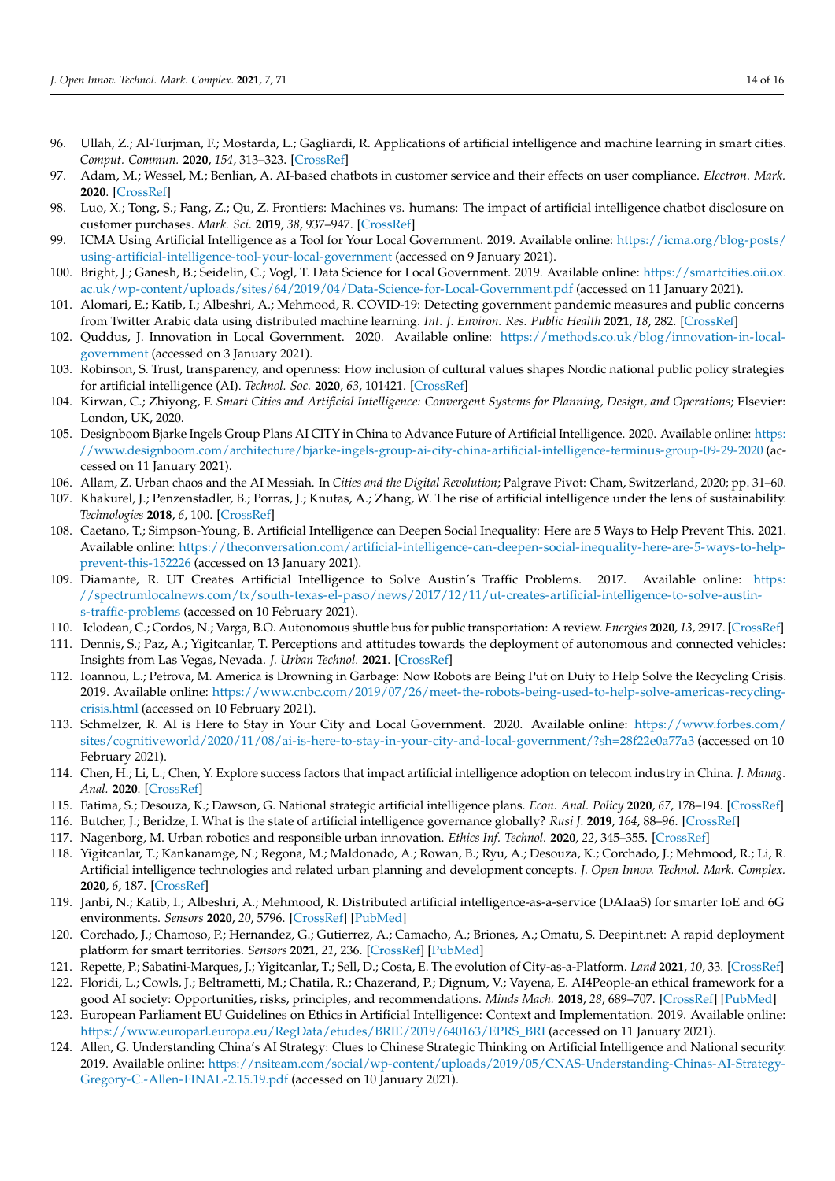96. Ullah, Z.; Al-Turjman, F.; Mostarda, L.; Gagliardi, R. Applications of artificial intelligence and machine learning in smart cities. *Comput. Commun.* **2020**, *154*, 313–323. [CrossRef]
97. Adam, M.; Wessel, M.; Benlian, A. AI-based chatbots in customer service and their effects on user compliance. *Electron. Mark.* **2020**. [CrossRef]
98. Luo, X.; Tong, S.; Fang, Z.; Qu, Z. Frontiers: Machines vs. humans: The impact of artificial intelligence chatbot disclosure on customer purchases. *Mark. Sci.* **2019**, *38*, 937–947. [CrossRef]
99. ICMA Using Artificial Intelligence as a Tool for Your Local Government. 2019. Available online: https://icma.org/blog-posts/using-artificial-intelligence-tool-your-local-government (accessed on 9 January 2021).
100. Bright, J.; Ganesh, B.; Seidelin, C.; Vogl, T. Data Science for Local Government. 2019. Available online: https://smartcities.oii.ox.ac.uk/wp-content/uploads/sites/64/2019/04/Data-Science-for-Local-Government.pdf (accessed on 11 January 2021).
101. Alomari, E.; Katib, I.; Albeshri, A.; Mehmood, R. COVID-19: Detecting government pandemic measures and public concerns from Twitter Arabic data using distributed machine learning. *Int. J. Environ. Res. Public Health* **2021**, *18*, 282. [CrossRef]
102. Quddus, J. Innovation in Local Government. 2020. Available online: https://methods.co.uk/blog/innovation-in-local-government (accessed on 3 January 2021).
103. Robinson, S. Trust, transparency, and openness: How inclusion of cultural values shapes Nordic national public policy strategies for artificial intelligence (AI). *Technol. Soc.* **2020**, *63*, 101421. [CrossRef]
104. Kirwan, C.; Zhiyong, F. *Smart Cities and Artificial Intelligence: Convergent Systems for Planning, Design, and Operations*; Elsevier: London, UK, 2020.
105. Designboom Bjarke Ingels Group Plans AI CITY in China to Advance Future of Artificial Intelligence. 2020. Available online: https://www.designboom.com/architecture/bjarke-ingels-group-ai-city-china-artificial-intelligence-terminus-group-09-29-2020 (accessed on 11 January 2021).
106. Allam, Z. Urban chaos and the AI Messiah. In *Cities and the Digital Revolution*; Palgrave Pivot: Cham, Switzerland, 2020; pp. 31–60.
107. Khakurel, J.; Penzenstadler, B.; Porras, J.; Knutas, A.; Zhang, W. The rise of artificial intelligence under the lens of sustainability. *Technologies* **2018**, *6*, 100. [CrossRef]
108. Caetano, T.; Simpson-Young, B. Artificial Intelligence can Deepen Social Inequality: Here are 5 Ways to Help Prevent This. 2021. Available online: https://theconversation.com/artificial-intelligence-can-deepen-social-inequality-here-are-5-ways-to-help-prevent-this-152226 (accessed on 13 January 2021).
109. Diamante, R. UT Creates Artificial Intelligence to Solve Austin's Traffic Problems. 2017. Available online: https://spectrumlocalnews.com/tx/south-texas-el-paso/news/2017/12/11/ut-creates-artificial-intelligence-to-solve-austin-s-traffic-problems (accessed on 10 February 2021).
110. Iclodean, C.; Cordos, N.; Varga, B.O. Autonomous shuttle bus for public transportation: A review. *Energies* **2020**, *13*, 2917. [CrossRef]
111. Dennis, S.; Paz, A.; Yigitcanlar, T. Perceptions and attitudes towards the deployment of autonomous and connected vehicles: Insights from Las Vegas, Nevada. *J. Urban Technol.* **2021**. [CrossRef]
112. Ioannou, L.; Petrova, M. America is Drowning in Garbage: Now Robots are Being Put on Duty to Help Solve the Recycling Crisis. 2019. Available online: https://www.cnbc.com/2019/07/26/meet-the-robots-being-used-to-help-solve-americas-recycling-crisis.html (accessed on 10 February 2021).
113. Schmelzer, R. AI is Here to Stay in Your City and Local Government. 2020. Available online: https://www.forbes.com/sites/cognitiveworld/2020/11/08/ai-is-here-to-stay-in-your-city-and-local-government/?sh=28f22e0a77a3 (accessed on 10 February 2021).
114. Chen, H.; Li, L.; Chen, Y. Explore success factors that impact artificial intelligence adoption on telecom industry in China. *J. Manag. Anal.* **2020**. [CrossRef]
115. Fatima, S.; Desouza, K.; Dawson, G. National strategic artificial intelligence plans. *Econ. Anal. Policy* **2020**, *67*, 178–194. [CrossRef]
116. Butcher, J.; Beridze, I. What is the state of artificial intelligence governance globally? *Rusi J.* **2019**, *164*, 88–96. [CrossRef]
117. Nagenborg, M. Urban robotics and responsible urban innovation. *Ethics Inf. Technol.* **2020**, *22*, 345–355. [CrossRef]
118. Yigitcanlar, T.; Kankanamge, N.; Regona, M.; Maldonado, A.; Rowan, B.; Ryu, A.; Desouza, K.; Corchado, J.; Mehmood, R.; Li, R. Artificial intelligence technologies and related urban planning and development concepts. *J. Open Innov. Technol. Mark. Complex.* **2020**, *6*, 187. [CrossRef]
119. Janbi, N.; Katib, I.; Albeshri, A.; Mehmood, R. Distributed artificial intelligence-as-a-service (DAIaaS) for smarter IoE and 6G environments. *Sensors* **2020**, *20*, 5796. [CrossRef] [PubMed]
120. Corchado, J.; Chamoso, P.; Hernandez, G.; Gutierrez, A.; Camacho, A.; Briones, A.; Omatu, S. Deepint.net: A rapid deployment platform for smart territories. *Sensors* **2021**, *21*, 236. [CrossRef] [PubMed]
121. Repette, P.; Sabatini-Marques, J.; Yigitcanlar, T.; Sell, D.; Costa, E. The evolution of City-as-a-Platform. *Land* **2021**, *10*, 33. [CrossRef]
122. Floridi, L.; Cowls, J.; Beltrametti, M.; Chatila, R.; Chazerand, P.; Dignum, V.; Vayena, E. AI4People-an ethical framework for a good AI society: Opportunities, risks, principles, and recommendations. *Minds Mach.* **2018**, *28*, 689–707. [CrossRef] [PubMed]
123. European Parliament EU Guidelines on Ethics in Artificial Intelligence: Context and Implementation. 2019. Available online: https://www.europarl.europa.eu/RegData/etudes/BRIE/2019/640163/EPRS_BRI (accessed on 11 January 2021).
124. Allen, G. Understanding China's AI Strategy: Clues to Chinese Strategic Thinking on Artificial Intelligence and National security. 2019. Available online: https://nsiteam.com/social/wp-content/uploads/2019/05/CNAS-Understanding-Chinas-AI-Strategy-Gregory-C.-Allen-FINAL-2.15.19.pdf (accessed on 10 January 2021).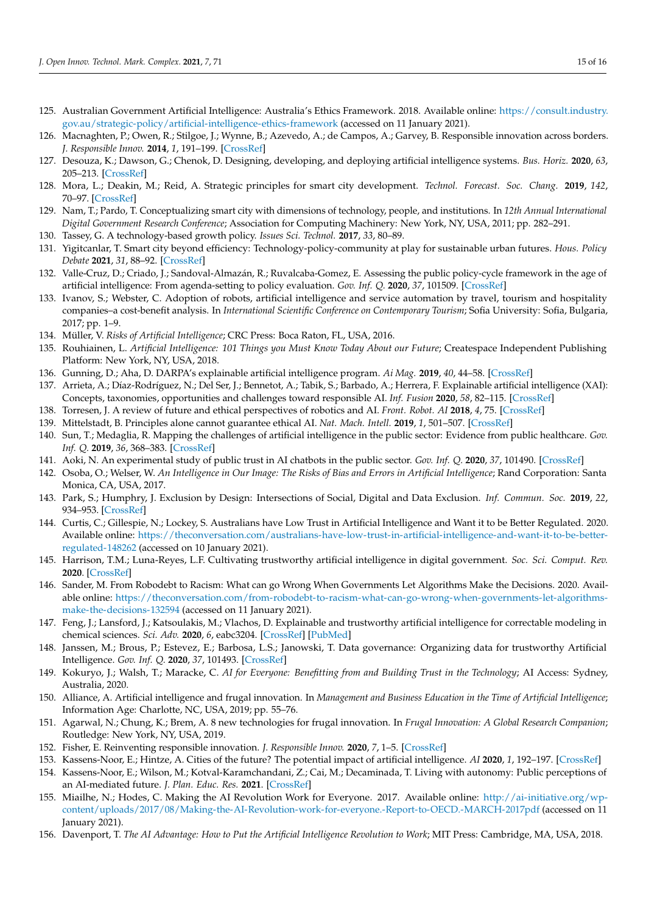125. Australian Government Artificial Intelligence: Australia's Ethics Framework. 2018. Available online: https://consult.industry.gov.au/strategic-policy/artificial-intelligence-ethics-framework (accessed on 11 January 2021).
126. Macnaghten, P.; Owen, R.; Stilgoe, J.; Wynne, B.; Azevedo, A.; de Campos, A.; Garvey, B. Responsible innovation across borders. *J. Responsible Innov.* **2014**, *1*, 191–199. [CrossRef]
127. Desouza, K.; Dawson, G.; Chenok, D. Designing, developing, and deploying artificial intelligence systems. *Bus. Horiz.* **2020**, *63*, 205–213. [CrossRef]
128. Mora, L.; Deakin, M.; Reid, A. Strategic principles for smart city development. *Technol. Forecast. Soc. Chang.* **2019**, *142*, 70–97. [CrossRef]
129. Nam, T.; Pardo, T. Conceptualizing smart city with dimensions of technology, people, and institutions. In *12th Annual International Digital Government Research Conference*; Association for Computing Machinery: New York, NY, USA, 2011; pp. 282–291.
130. Tassey, G. A technology-based growth policy. *Issues Sci. Technol.* **2017**, *33*, 80–89.
131. Yigitcanlar, T. Smart city beyond efficiency: Technology-policy-community at play for sustainable urban futures. *Hous. Policy Debate* **2021**, *31*, 88–92. [CrossRef]
132. Valle-Cruz, D.; Criado, J.; Sandoval-Almazán, R.; Ruvalcaba-Gomez, E. Assessing the public policy-cycle framework in the age of artificial intelligence: From agenda-setting to policy evaluation. *Gov. Inf. Q.* **2020**, *37*, 101509. [CrossRef]
133. Ivanov, S.; Webster, C. Adoption of robots, artificial intelligence and service automation by travel, tourism and hospitality companies–a cost-benefit analysis. In *International Scientific Conference on Contemporary Tourism*; Sofia University: Sofia, Bulgaria, 2017; pp. 1–9.
134. Müller, V. *Risks of Artificial Intelligence*; CRC Press: Boca Raton, FL, USA, 2016.
135. Rouhiainen, L. *Artificial Intelligence: 101 Things you Must Know Today About our Future*; Createspace Independent Publishing Platform: New York, NY, USA, 2018.
136. Gunning, D.; Aha, D. DARPA's explainable artificial intelligence program. *Ai Mag.* **2019**, *40*, 44–58. [CrossRef]
137. Arrieta, A.; Díaz-Rodríguez, N.; Del Ser, J.; Bennetot, A.; Tabik, S.; Barbado, A.; Herrera, F. Explainable artificial intelligence (XAI): Concepts, taxonomies, opportunities and challenges toward responsible AI. *Inf. Fusion* **2020**, *58*, 82–115. [CrossRef]
138. Torresen, J. A review of future and ethical perspectives of robotics and AI. *Front. Robot. AI* **2018**, *4*, 75. [CrossRef]
139. Mittelstadt, B. Principles alone cannot guarantee ethical AI. *Nat. Mach. Intell.* **2019**, *1*, 501–507. [CrossRef]
140. Sun, T.; Medaglia, R. Mapping the challenges of artificial intelligence in the public sector: Evidence from public healthcare. *Gov. Inf. Q.* **2019**, *36*, 368–383. [CrossRef]
141. Aoki, N. An experimental study of public trust in AI chatbots in the public sector. *Gov. Inf. Q.* **2020**, *37*, 101490. [CrossRef]
142. Osoba, O.; Welser, W. *An Intelligence in Our Image: The Risks of Bias and Errors in Artificial Intelligence*; Rand Corporation: Santa Monica, CA, USA, 2017.
143. Park, S.; Humphry, J. Exclusion by Design: Intersections of Social, Digital and Data Exclusion. *Inf. Commun. Soc.* **2019**, *22*, 934–953. [CrossRef]
144. Curtis, C.; Gillespie, N.; Lockey, S. Australians have Low Trust in Artificial Intelligence and Want it to be Better Regulated. 2020. Available online: https://theconversation.com/australians-have-low-trust-in-artificial-intelligence-and-want-it-to-be-better-regulated-148262 (accessed on 10 January 2021).
145. Harrison, T.M.; Luna-Reyes, L.F. Cultivating trustworthy artificial intelligence in digital government. *Soc. Sci. Comput. Rev.* **2020**. [CrossRef]
146. Sander, M. From Robodebt to Racism: What can go Wrong When Governments Let Algorithms Make the Decisions. 2020. Available online: https://theconversation.com/from-robodebt-to-racism-what-can-go-wrong-when-governments-let-algorithms-make-the-decisions-132594 (accessed on 11 January 2021).
147. Feng, J.; Lansford, J.; Katsoulakis, M.; Vlachos, D. Explainable and trustworthy artificial intelligence for correctable modeling in chemical sciences. *Sci. Adv.* **2020**, *6*, eabc3204. [CrossRef] [PubMed]
148. Janssen, M.; Brous, P.; Estevez, E.; Barbosa, L.S.; Janowski, T. Data governance: Organizing data for trustworthy Artificial Intelligence. *Gov. Inf. Q.* **2020**, *37*, 101493. [CrossRef]
149. Kokuryo, J.; Walsh, T.; Maracke, C. *AI for Everyone: Benefitting from and Building Trust in the Technology*; AI Access: Sydney, Australia, 2020.
150. Alliance, A. Artificial intelligence and frugal innovation. In *Management and Business Education in the Time of Artificial Intelligence*; Information Age: Charlotte, NC, USA, 2019; pp. 55–76.
151. Agarwal, N.; Chung, K.; Brem, A. 8 new technologies for frugal innovation. In *Frugal Innovation: A Global Research Companion*; Routledge: New York, NY, USA, 2019.
152. Fisher, E. Reinventing responsible innovation. *J. Responsible Innov.* **2020**, *7*, 1–5. [CrossRef]
153. Kassens-Noor, E.; Hintze, A. Cities of the future? The potential impact of artificial intelligence. *AI* **2020**, *1*, 192–197. [CrossRef]
154. Kassens-Noor, E.; Wilson, M.; Kotval-Karamchandani, Z.; Cai, M.; Decaminada, T. Living with autonomy: Public perceptions of an AI-mediated future. *J. Plan. Educ. Res.* **2021**. [CrossRef]
155. Miailhe, N.; Hodes, C. Making the AI Revolution Work for Everyone. 2017. Available online: http://ai-initiative.org/wp-content/uploads/2017/08/Making-the-AI-Revolution-work-for-everyone.-Report-to-OECD.-MARCH-2017pdf (accessed on 11 January 2021).
156. Davenport, T. *The AI Advantage: How to Put the Artificial Intelligence Revolution to Work*; MIT Press: Cambridge, MA, USA, 2018.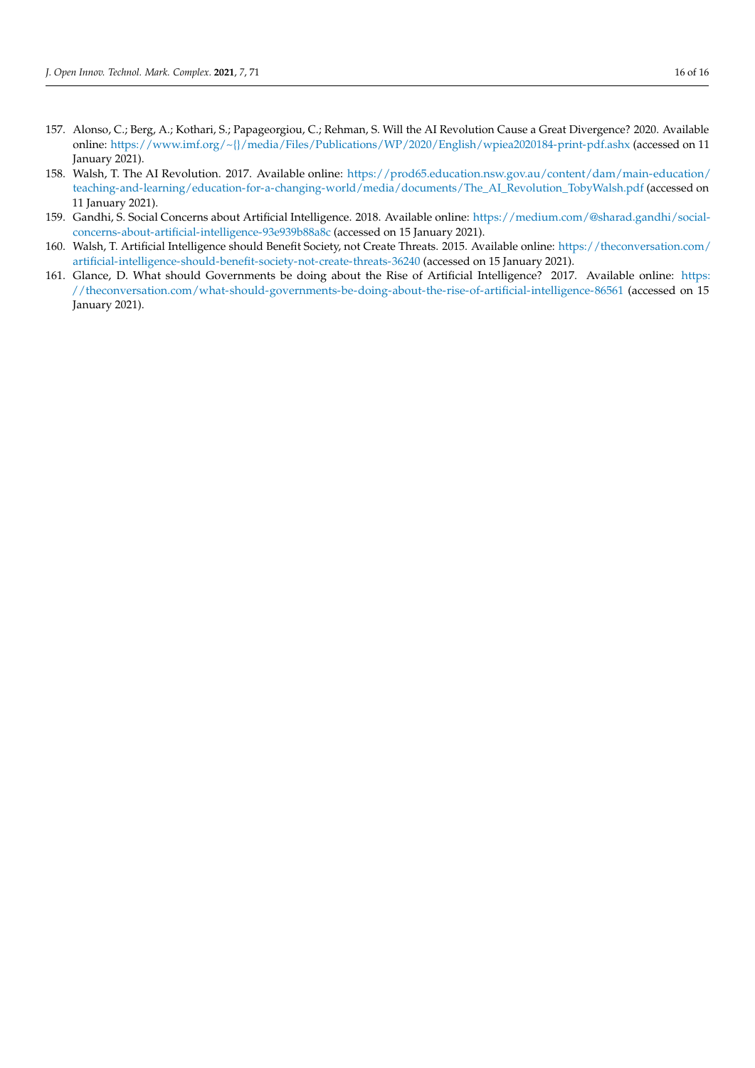157. Alonso, C.; Berg, A.; Kothari, S.; Papageorgiou, C.; Rehman, S. Will the AI Revolution Cause a Great Divergence? 2020. Available online: https://www.imf.org/~{}/media/Files/Publications/WP/2020/English/wpiea2020184-print-pdf.ashx (accessed on 11 January 2021).
158. Walsh, T. The AI Revolution. 2017. Available online: https://prod65.education.nsw.gov.au/content/dam/main-education/teaching-and-learning/education-for-a-changing-world/media/documents/The_AI_Revolution_TobyWalsh.pdf (accessed on 11 January 2021).
159. Gandhi, S. Social Concerns about Artificial Intelligence. 2018. Available online: https://medium.com/@sharad.gandhi/social-concerns-about-artificial-intelligence-93e939b88a8c (accessed on 15 January 2021).
160. Walsh, T. Artificial Intelligence should Benefit Society, not Create Threats. 2015. Available online: https://theconversation.com/artificial-intelligence-should-benefit-society-not-create-threats-36240 (accessed on 15 January 2021).
161. Glance, D. What should Governments be doing about the Rise of Artificial Intelligence? 2017. Available online: https://theconversation.com/what-should-governments-be-doing-about-the-rise-of-artificial-intelligence-86561 (accessed on 15 January 2021).